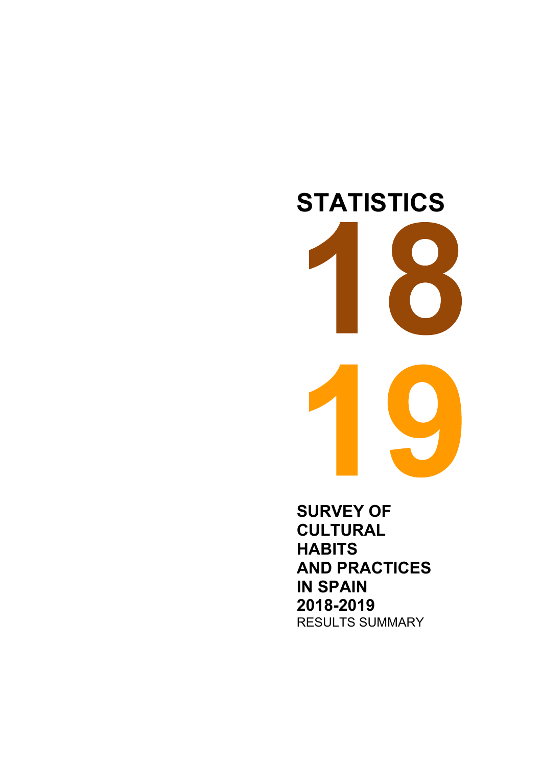# STATISTICS

# 18
# 19

**SURVEY OF CULTURAL HABITS AND PRACTICES IN SPAIN 2018-2019**

RESULTS SUMMARY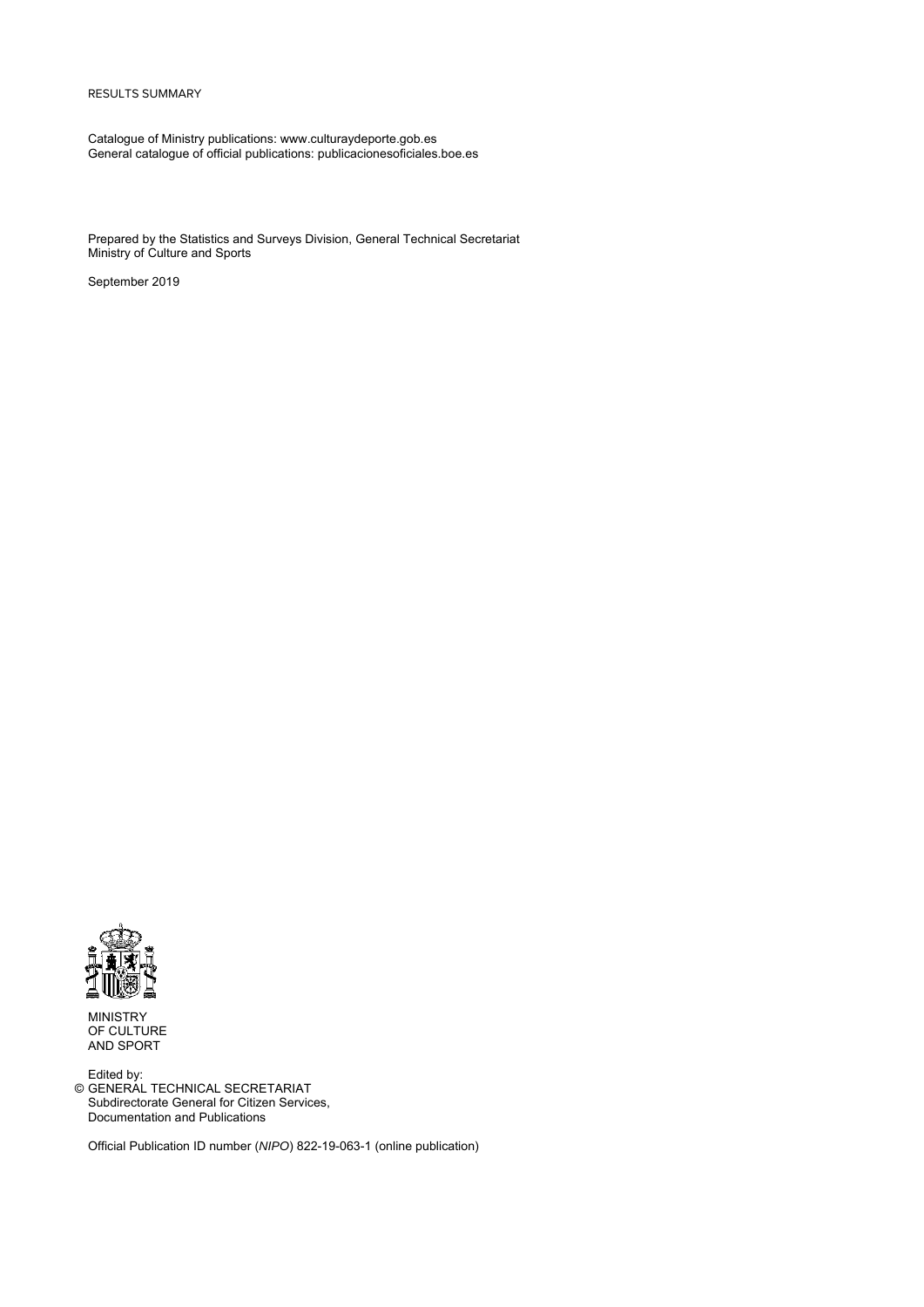RESULTS SUMMARY

Catalogue of Ministry publications: www.culturaydeporte.gob.es
General catalogue of official publications: publicacionesoficiales.boe.es

Prepared by the Statistics and Surveys Division, General Technical Secretariat
Ministry of Culture and Sports

September 2019

MINISTRY
OF CULTURE
AND SPORT

Edited by:
© GENERAL TECHNICAL SECRETARIAT
Subdirectorate General for Citizen Services,
Documentation and Publications

Official Publication ID number (*NIPO*) 822-19-063-1 (online publication)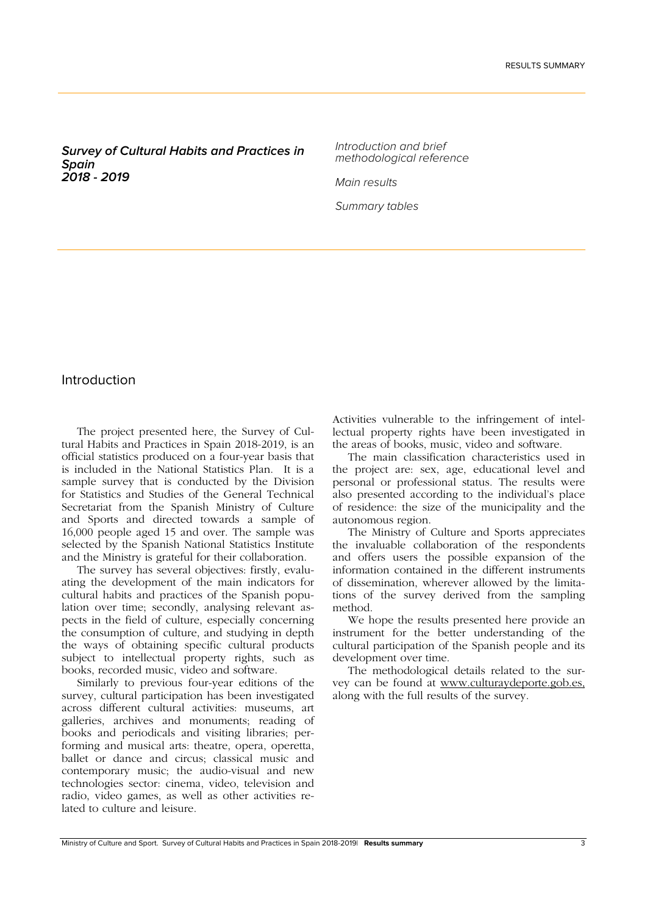***Survey of Cultural Habits and Practices in Spain 2018 - 2019***

*Introduction and brief methodological reference*

*Main results*

*Summary tables*

## Introduction

The project presented here, the Survey of Cultural Habits and Practices in Spain 2018-2019, is an official statistics produced on a four-year basis that is included in the National Statistics Plan. It is a sample survey that is conducted by the Division for Statistics and Studies of the General Technical Secretariat from the Spanish Ministry of Culture and Sports and directed towards a sample of 16,000 people aged 15 and over. The sample was selected by the Spanish National Statistics Institute and the Ministry is grateful for their collaboration.

The survey has several objectives: firstly, evaluating the development of the main indicators for cultural habits and practices of the Spanish population over time; secondly, analysing relevant aspects in the field of culture, especially concerning the consumption of culture, and studying in depth the ways of obtaining specific cultural products subject to intellectual property rights, such as books, recorded music, video and software.

Similarly to previous four-year editions of the survey, cultural participation has been investigated across different cultural activities: museums, art galleries, archives and monuments; reading of books and periodicals and visiting libraries; performing and musical arts: theatre, opera, operetta, ballet or dance and circus; classical music and contemporary music; the audio-visual and new technologies sector: cinema, video, television and radio, video games, as well as other activities related to culture and leisure. Activities vulnerable to the infringement of intellectual property rights have been investigated in the areas of books, music, video and software.

The main classification characteristics used in the project are: sex, age, educational level and personal or professional status. The results were also presented according to the individual's place of residence: the size of the municipality and the autonomous region.

The Ministry of Culture and Sports appreciates the invaluable collaboration of the respondents and offers users the possible expansion of the information contained in the different instruments of dissemination, wherever allowed by the limitations of the survey derived from the sampling method.

We hope the results presented here provide an instrument for the better understanding of the cultural participation of the Spanish people and its development over time.

The methodological details related to the survey can be found at www.culturaydeporte.gob.es, along with the full results of the survey.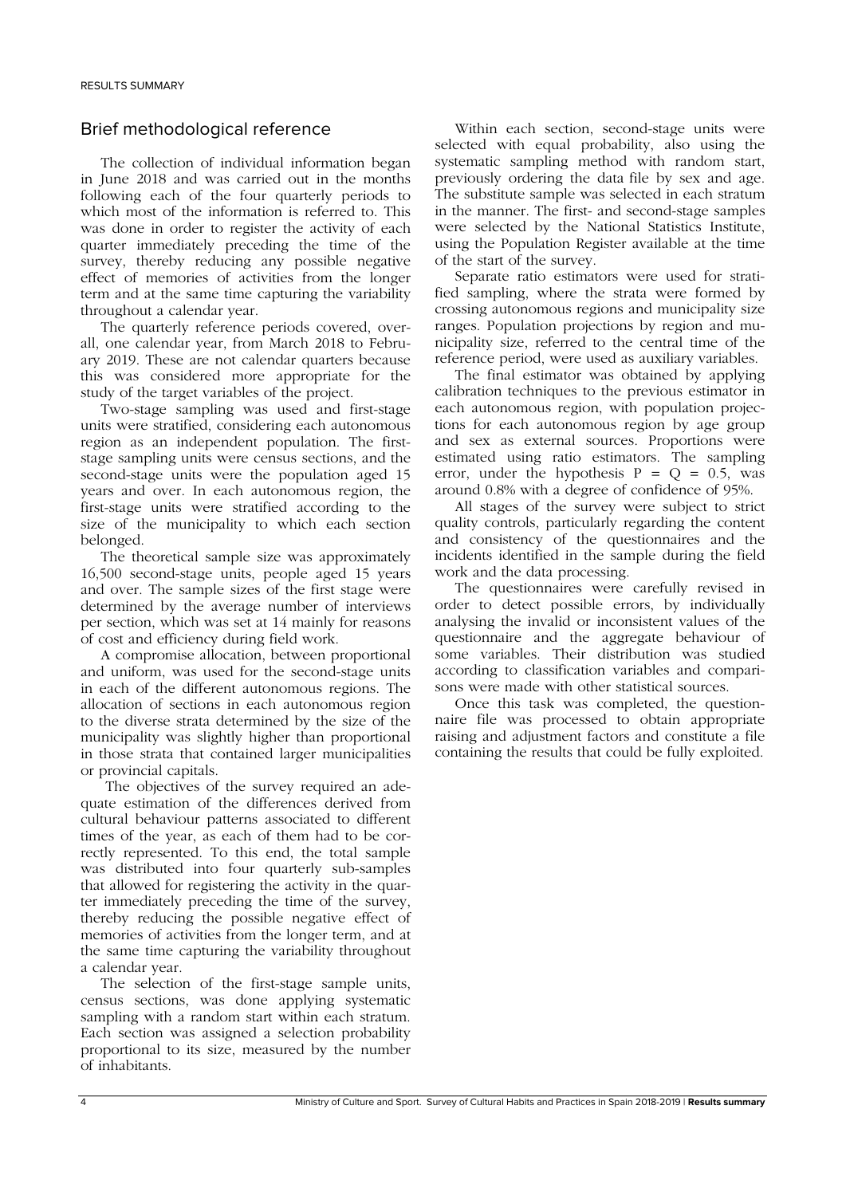## Brief methodological reference

The collection of individual information began in June 2018 and was carried out in the months following each of the four quarterly periods to which most of the information is referred to. This was done in order to register the activity of each quarter immediately preceding the time of the survey, thereby reducing any possible negative effect of memories of activities from the longer term and at the same time capturing the variability throughout a calendar year.

The quarterly reference periods covered, overall, one calendar year, from March 2018 to February 2019. These are not calendar quarters because this was considered more appropriate for the study of the target variables of the project.

Two-stage sampling was used and first-stage units were stratified, considering each autonomous region as an independent population. The first-stage sampling units were census sections, and the second-stage units were the population aged 15 years and over. In each autonomous region, the first-stage units were stratified according to the size of the municipality to which each section belonged.

The theoretical sample size was approximately 16,500 second-stage units, people aged 15 years and over. The sample sizes of the first stage were determined by the average number of interviews per section, which was set at 14 mainly for reasons of cost and efficiency during field work.

A compromise allocation, between proportional and uniform, was used for the second-stage units in each of the different autonomous regions. The allocation of sections in each autonomous region to the diverse strata determined by the size of the municipality was slightly higher than proportional in those strata that contained larger municipalities or provincial capitals.

The objectives of the survey required an adequate estimation of the differences derived from cultural behaviour patterns associated to different times of the year, as each of them had to be correctly represented. To this end, the total sample was distributed into four quarterly sub-samples that allowed for registering the activity in the quarter immediately preceding the time of the survey, thereby reducing the possible negative effect of memories of activities from the longer term, and at the same time capturing the variability throughout a calendar year.

The selection of the first-stage sample units, census sections, was done applying systematic sampling with a random start within each stratum. Each section was assigned a selection probability proportional to its size, measured by the number of inhabitants.

Within each section, second-stage units were selected with equal probability, also using the systematic sampling method with random start, previously ordering the data file by sex and age. The substitute sample was selected in each stratum in the manner. The first- and second-stage samples were selected by the National Statistics Institute, using the Population Register available at the time of the start of the survey.

Separate ratio estimators were used for stratified sampling, where the strata were formed by crossing autonomous regions and municipality size ranges. Population projections by region and municipality size, referred to the central time of the reference period, were used as auxiliary variables.

The final estimator was obtained by applying calibration techniques to the previous estimator in each autonomous region, with population projections for each autonomous region by age group and sex as external sources. Proportions were estimated using ratio estimators. The sampling error, under the hypothesis $P = Q = 0.5$, was around 0.8% with a degree of confidence of 95%.

All stages of the survey were subject to strict quality controls, particularly regarding the content and consistency of the questionnaires and the incidents identified in the sample during the field work and the data processing.

The questionnaires were carefully revised in order to detect possible errors, by individually analysing the invalid or inconsistent values of the questionnaire and the aggregate behaviour of some variables. Their distribution was studied according to classification variables and comparisons were made with other statistical sources.

Once this task was completed, the questionnaire file was processed to obtain appropriate raising and adjustment factors and constitute a file containing the results that could be fully exploited.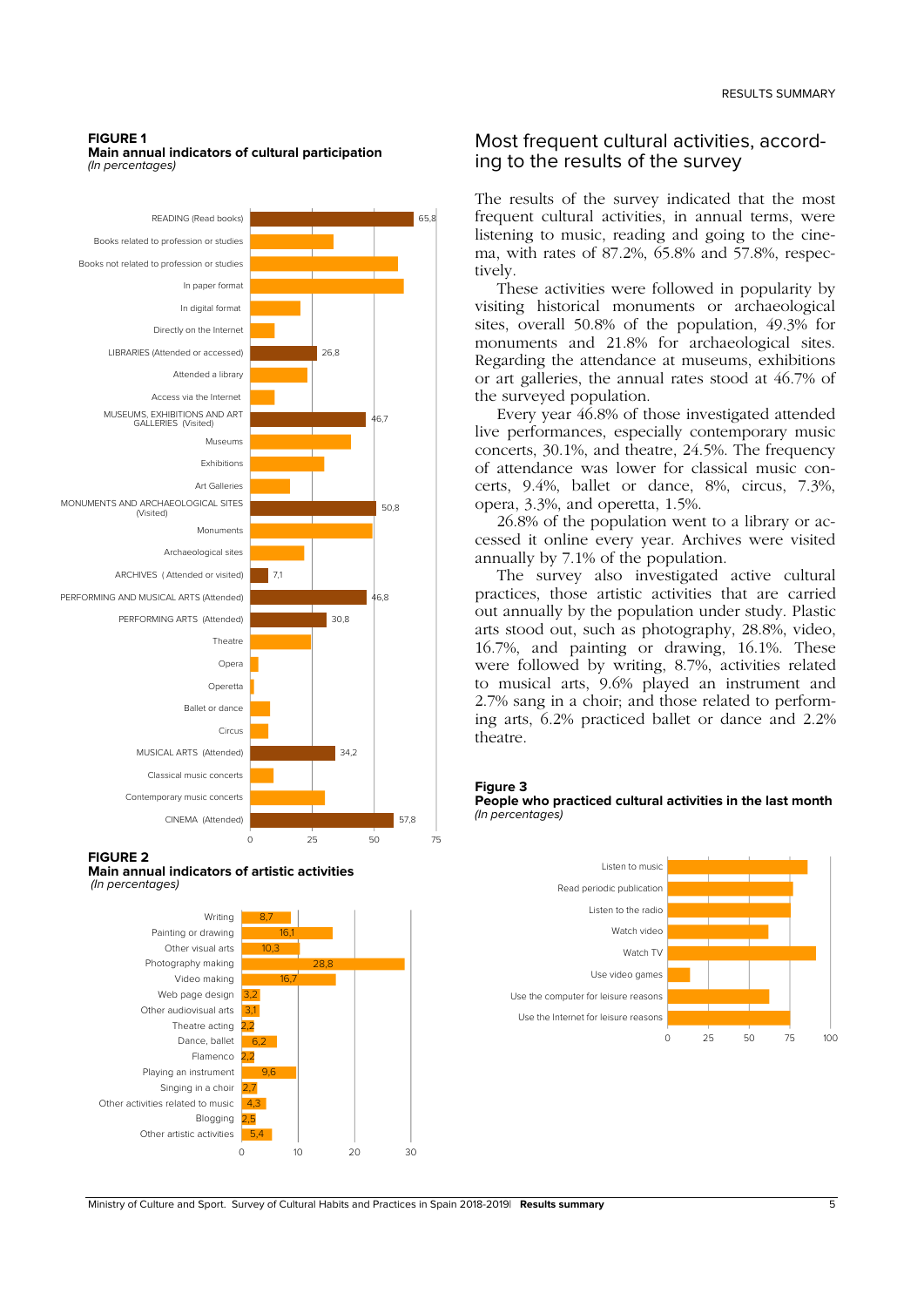**FIGURE 1**
**Main annual indicators of cultural participation**
*(In percentages)*

READING (Read books) 65,8
Books related to profession or studies
Books not related to profession or studies
In paper format
In digital format
Directly on the Internet
LIBRARIES (Attended or accessed) 26,8
Attended a library
Access via the Internet
MUSEUMS, EXHIBITIONS AND ART GALLERIES (Visited) 46,7
Museums
Exhibitions
Art Galleries
MONUMENTS AND ARCHAEOLOGICAL SITES (Visited) 50,8
Monuments
Archaeological sites
ARCHIVES ( Attended or visited) 7,1
PERFORMING AND MUSICAL ARTS (Attended) 46,8
PERFORMING ARTS (Attended) 30,8
Theatre
Opera
Operetta
Ballet or dance
Circus
MUSICAL ARTS (Attended) 34,2
Classical music concerts
Contemporary music concerts
CINEMA (Attended) 57,8

0 25 50 75

**FIGURE 2**
**Main annual indicators of artistic activities**
*(In percentages)*

Writing 8,7
Painting or drawing 16,1
Other visual arts 10,3
Photography making 28,8
Video making 16,7
Web page design 3,2
Other audiovisual arts 3,1
Theatre acting 2,2
Dance, ballet 6,2
Flamenco 2,2
Playing an instrument 9,6
Singing in a choir 2,7
Other activities related to music 4,3
Blogging 2,5
Other artistic activities 5,4

0 10 20 30

## Most frequent cultural activities, according to the results of the survey

The results of the survey indicated that the most frequent cultural activities, in annual terms, were listening to music, reading and going to the cinema, with rates of 87.2%, 65.8% and 57.8%, respectively.

These activities were followed in popularity by visiting historical monuments or archaeological sites, overall 50.8% of the population, 49.3% for monuments and 21.8% for archaeological sites. Regarding the attendance at museums, exhibitions or art galleries, the annual rates stood at 46.7% of the surveyed population.

Every year 46.8% of those investigated attended live performances, especially contemporary music concerts, 30.1%, and theatre, 24.5%. The frequency of attendance was lower for classical music concerts, 9.4%, ballet or dance, 8%, circus, 7.3%, opera, 3.3%, and operetta, 1.5%.

26.8% of the population went to a library or accessed it online every year. Archives were visited annually by 7.1% of the population.

The survey also investigated active cultural practices, those artistic activities that are carried out annually by the population under study. Plastic arts stood out, such as photography, 28.8%, video, 16.7%, and painting or drawing, 16.1%. These were followed by writing, 8.7%, activities related to musical arts, 9.6% played an instrument and 2.7% sang in a choir; and those related to performing arts, 6.2% practiced ballet or dance and 2.2% theatre.

**Figure 3**
**People who practiced cultural activities in the last month**
*(In percentages)*

Listen to music
Read periodic publication
Listen to the radio
Watch video
Watch TV
Use video games
Use the computer for leisure reasons
Use the Internet for leisure reasons

0 25 50 75 100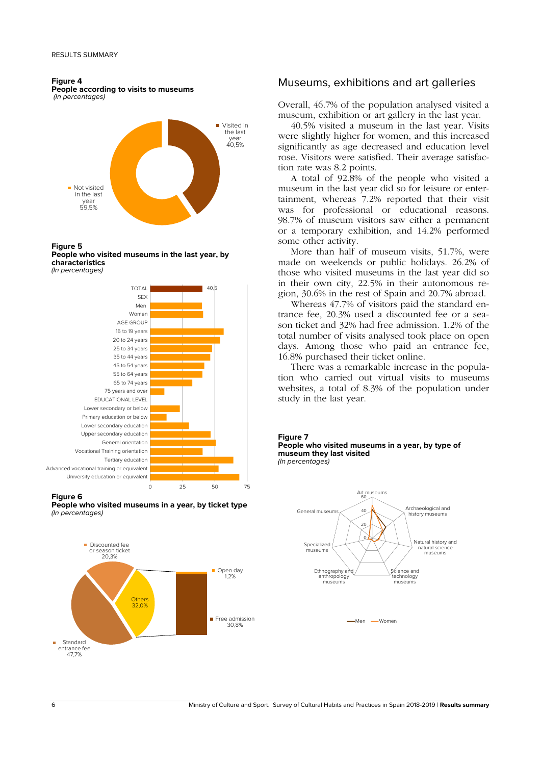**Figure 4**
**People according to visits to museums**
*(In percentages)*

Visited in the last year 40,5%

Not visited in the last year 59,5%

**Figure 5**
**People who visited museums in the last year, by characteristics**
*(In percentages)*

TOTAL 40,5
SEX
Men
Women
AGE GROUP
15 to 19 years
20 to 24 years
25 to 34 years
35 to 44 years
45 to 54 years
55 to 64 years
65 to 74 years
75 years and over
EDUCATIONAL LEVEL
Lower secondary or below
Primary education or below
Lower secondary education
Upper secondary education
General orientation
Vocational Training orientation
Tertiary education
Advanced vocational training or equivalent
University education or equivalent

0 25 50 75

**Figure 6**
**People who visited museums in a year, by ticket type**
*(In percentages)*

Discounted fee or season ticket 20,3%
Others 32,0%
Standard entrance fee 47,7%
Open day 1,2%
Free admission 30,8%

## Museums, exhibitions and art galleries

Overall, 46.7% of the population analysed visited a museum, exhibition or art gallery in the last year.

40.5% visited a museum in the last year. Visits were slightly higher for women, and this increased significantly as age decreased and education level rose. Visitors were satisfied. Their average satisfaction rate was 8.2 points.

A total of 92.8% of the people who visited a museum in the last year did so for leisure or entertainment, whereas 7.2% reported that their visit was for professional or educational reasons. 98.7% of museum visitors saw either a permanent or a temporary exhibition, and 14.2% performed some other activity.

More than half of museum visits, 51.7%, were made on weekends or public holidays. 26.2% of those who visited museums in the last year did so in their own city, 22.5% in their autonomous region, 30.6% in the rest of Spain and 20.7% abroad.

Whereas 47.7% of visitors paid the standard entrance fee, 20.3% used a discounted fee or a season ticket and 32% had free admission. 1.2% of the total number of visits analysed took place on open days. Among those who paid an entrance fee, 16.8% purchased their ticket online.

There was a remarkable increase in the population who carried out virtual visits to museums websites, a total of 8.3% of the population under study in the last year.

**Figure 7**
**People who visited museums in a year, by type of museum they last visited**
*(In percentages)*

Art museums
Archaeological and history museums
Natural history and natural science museums
Science and technology museums
Ethnography and anthropology museums
Specialized museums
General museums

0 20 40 60

Men Women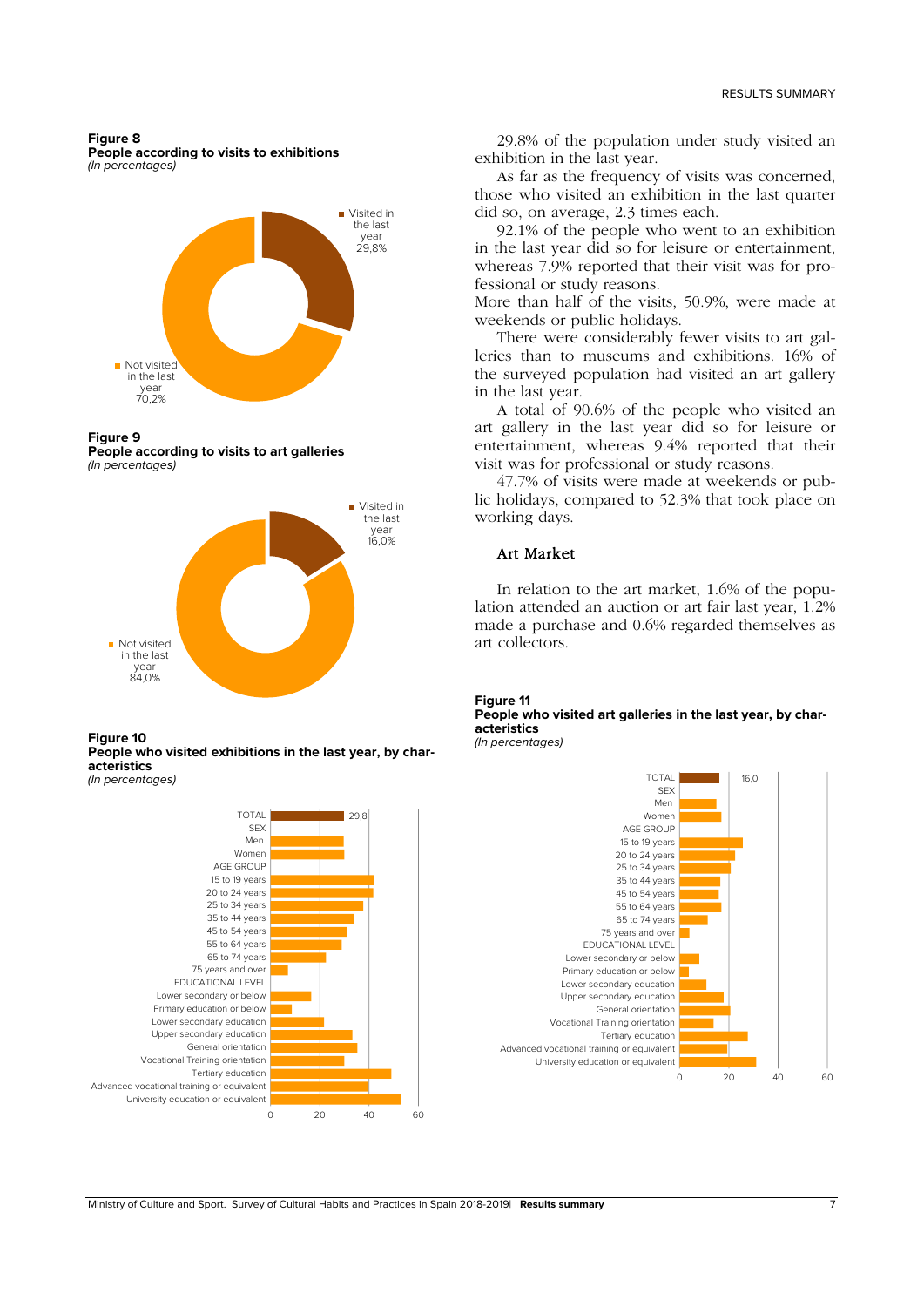**Figure 8**
**People according to visits to exhibitions**
*(In percentages)*

Visited in the last year 29,8%

Not visited in the last year 70,2%

**Figure 9**
**People according to visits to art galleries**
*(In percentages)*

Visited in the last year 16,0%

Not visited in the last year 84,0%

**Figure 10**
**People who visited exhibitions in the last year, by characteristics**
*(In percentages)*

TOTAL 29,8
SEX
Men
Women
AGE GROUP
15 to 19 years
20 to 24 years
25 to 34 years
35 to 44 years
45 to 54 years
55 to 64 years
65 to 74 years
75 years and over
EDUCATIONAL LEVEL
Lower secondary or below
Primary education or below
Lower secondary education
Upper secondary education
General orientation
Vocational Training orientation
Tertiary education
Advanced vocational training or equivalent
University education or equivalent

0 20 40 60

29.8% of the population under study visited an exhibition in the last year.

As far as the frequency of visits was concerned, those who visited an exhibition in the last quarter did so, on average, 2.3 times each.

92.1% of the people who went to an exhibition in the last year did so for leisure or entertainment, whereas 7.9% reported that their visit was for professional or study reasons.

More than half of the visits, 50.9%, were made at weekends or public holidays.

There were considerably fewer visits to art galleries than to museums and exhibitions. 16% of the surveyed population had visited an art gallery in the last year.

A total of 90.6% of the people who visited an art gallery in the last year did so for leisure or entertainment, whereas 9.4% reported that their visit was for professional or study reasons.

47.7% of visits were made at weekends or public holidays, compared to 52.3% that took place on working days.

## Art Market

In relation to the art market, 1.6% of the population attended an auction or art fair last year, 1.2% made a purchase and 0.6% regarded themselves as art collectors.

**Figure 11**
**People who visited art galleries in the last year, by characteristics**
*(In percentages)*

TOTAL 16,0
SEX
Men
Women
AGE GROUP
15 to 19 years
20 to 24 years
25 to 34 years
35 to 44 years
45 to 54 years
55 to 64 years
65 to 74 years
75 years and over
EDUCATIONAL LEVEL
Lower secondary or below
Primary education or below
Lower secondary education
Upper secondary education
General orientation
Vocational Training orientation
Tertiary education
Advanced vocational training or equivalent
University education or equivalent

0 20 40 60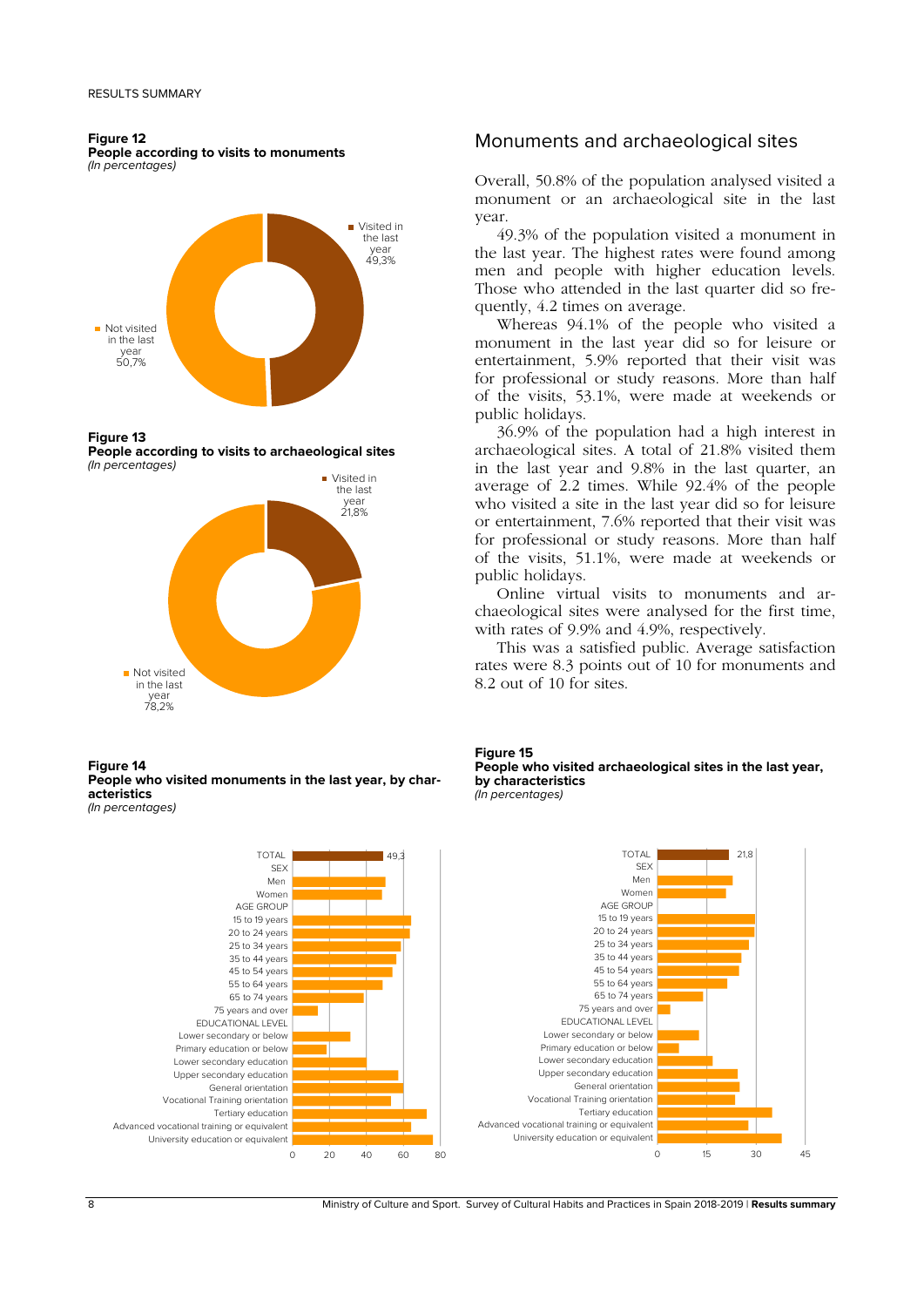RESULTS SUMMARY

**Figure 12**
**People according to visits to monuments**
*(In percentages)*

Visited in the last year 49,3%

Not visited in the last year 50,7%

**Figure 13**
**People according to visits to archaeological sites**
*(In percentages)*

Visited in the last year 21,8%

Not visited in the last year 78,2%

## Monuments and archaeological sites

Overall, 50.8% of the population analysed visited a monument or an archaeological site in the last year.

49.3% of the population visited a monument in the last year. The highest rates were found among men and people with higher education levels. Those who attended in the last quarter did so frequently, 4.2 times on average.

Whereas 94.1% of the people who visited a monument in the last year did so for leisure or entertainment, 5.9% reported that their visit was for professional or study reasons. More than half of the visits, 53.1%, were made at weekends or public holidays.

36.9% of the population had a high interest in archaeological sites. A total of 21.8% visited them in the last year and 9.8% in the last quarter, an average of 2.2 times. While 92.4% of the people who visited a site in the last year did so for leisure or entertainment, 7.6% reported that their visit was for professional or study reasons. More than half of the visits, 51.1%, were made at weekends or public holidays.

Online virtual visits to monuments and archaeological sites were analysed for the first time, with rates of 9.9% and 4.9%, respectively.

This was a satisfied public. Average satisfaction rates were 8.3 points out of 10 for monuments and 8.2 out of 10 for sites.

**Figure 14**
**People who visited monuments in the last year, by characteristics**
*(In percentages)*

TOTAL 49,3
SEX
Men
Women
AGE GROUP
15 to 19 years
20 to 24 years
25 to 34 years
35 to 44 years
45 to 54 years
55 to 64 years
65 to 74 years
75 years and over
EDUCATIONAL LEVEL
Lower secondary or below
Primary education or below
Lower secondary education
Upper secondary education
General orientation
Vocational Training orientation
Tertiary education
Advanced vocational training or equivalent
University education or equivalent

0 20 40 60 80

**Figure 15**
**People who visited archaeological sites in the last year, by characteristics**
*(In percentages)*

TOTAL 21,8
SEX
Men
Women
AGE GROUP
15 to 19 years
20 to 24 years
25 to 34 years
35 to 44 years
45 to 54 years
55 to 64 years
65 to 74 years
75 years and over
EDUCATIONAL LEVEL
Lower secondary or below
Primary education or below
Lower secondary education
Upper secondary education
General orientation
Vocational Training orientation
Tertiary education
Advanced vocational training or equivalent
University education or equivalent

0 15 30 45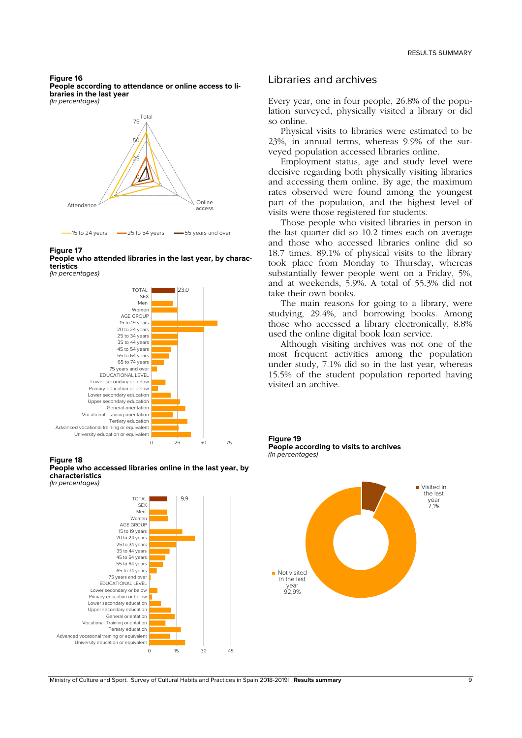**Figure 16**
**People according to attendance or online access to libraries in the last year**
*(In percentages)*

Total
75
50
25
0
Attendance
Online access

15 to 24 years
25 to 54 years
55 years and over

**Figure 17**
**People who attended libraries in the last year, by characteristics**
*(In percentages)*

TOTAL 23,0
SEX
Men
Women
AGE GROUP
15 to 19 years
20 to 24 years
25 to 34 years
35 to 44 years
45 to 54 years
55 to 64 years
65 to 74 years
75 years and over
EDUCATIONAL LEVEL
Lower secondary or below
Primary education or below
Lower secondary education
Upper secondary education
General orientation
Vocational Training orientation
Tertiary education
Advanced vocational training or equivalent
University education or equivalent

0 25 50 75

**Figure 18**
**People who accessed libraries online in the last year, by characteristics**
*(In percentages)*

TOTAL 9,9
SEX
Men
Women
AGE GROUP
15 to 19 years
20 to 24 years
25 to 34 years
35 to 44 years
45 to 54 years
55 to 64 years
65 to 74 years
75 years and over
EDUCATIONAL LEVEL
Lower secondary or below
Primary education or below
Lower secondary education
Upper secondary education
General orientation
Vocational Training orientation
Tertiary education
Advanced vocational training or equivalent
University education or equivalent

0 15 30 45

## Libraries and archives

Every year, one in four people, 26.8% of the population surveyed, physically visited a library or did so online.

Physical visits to libraries were estimated to be 23%, in annual terms, whereas 9.9% of the surveyed population accessed libraries online.

Employment status, age and study level were decisive regarding both physically visiting libraries and accessing them online. By age, the maximum rates observed were found among the youngest part of the population, and the highest level of visits were those registered for students.

Those people who visited libraries in person in the last quarter did so 10.2 times each on average and those who accessed libraries online did so 18.7 times. 89.1% of physical visits to the library took place from Monday to Thursday, whereas substantially fewer people went on a Friday, 5%, and at weekends, 5.9%. A total of 55.3% did not take their own books.

The main reasons for going to a library, were studying, 29.4%, and borrowing books. Among those who accessed a library electronically, 8.8% used the online digital book loan service.

Although visiting archives was not one of the most frequent activities among the population under study, 7.1% did so in the last year, whereas 15.5% of the student population reported having visited an archive.

**Figure 19**
**People according to visits to archives**
*(In percentages)*

Visited in the last year 7,1%
Not visited in the last year 92,9%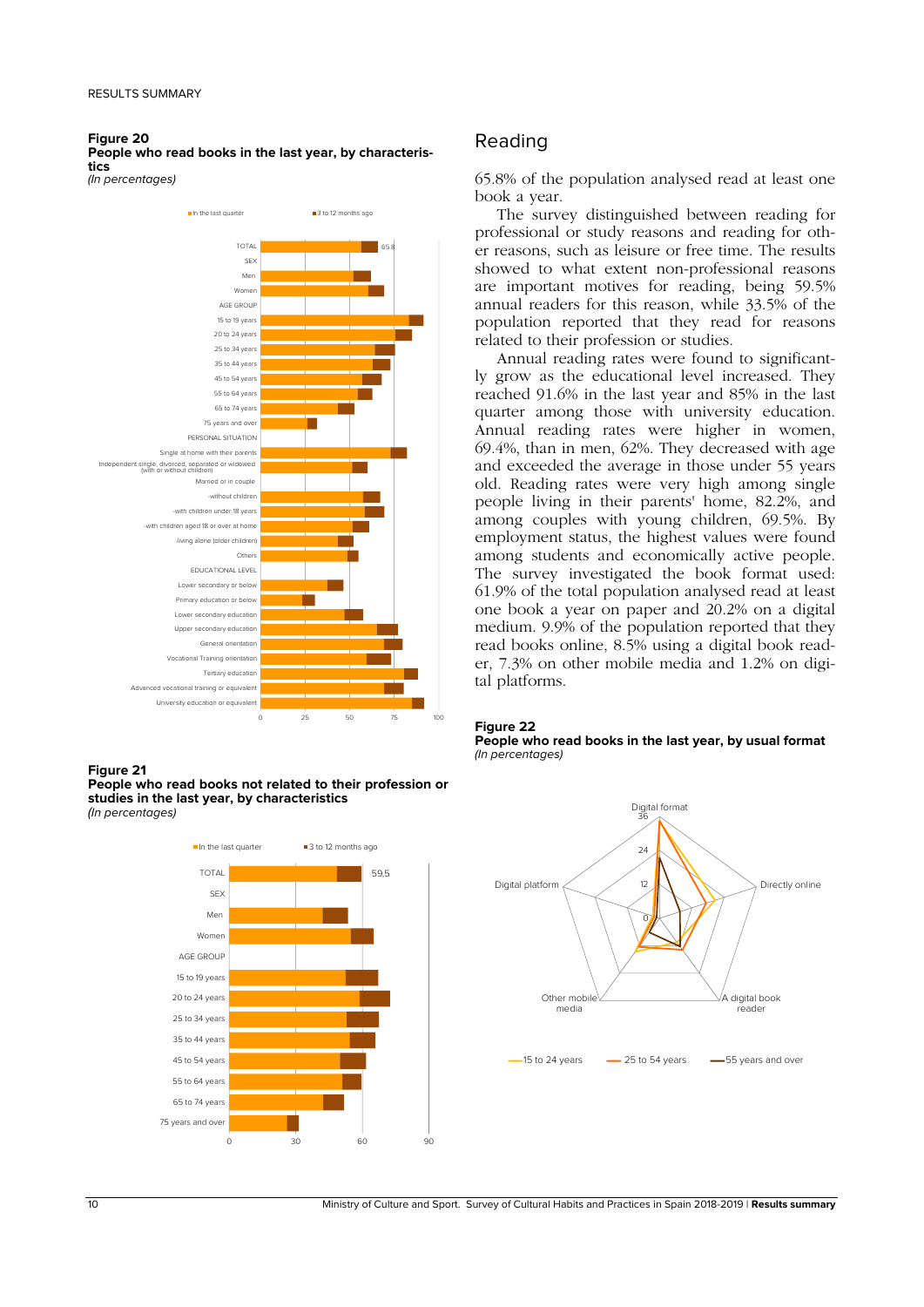RESULTS SUMMARY

**Figure 20**
**People who read books in the last year, by characteristics**
*(In percentages)*

In the last quarter
3 to 12 months ago

TOTAL
65.8
SEX
Men
Women
AGE GROUP
15 to 19 years
20 to 24 years
25 to 34 years
35 to 44 years
45 to 54 years
55 to 64 years
65 to 74 years
75 years and over
PERSONAL SITUATION
Single at home with their parents
Independent single, divorced, separated or widowed (with or without children)
Married or in couple
-without children
-with children under 18 years
-with children aged 18 or over at home
-living alone (older children)
Others
EDUCATIONAL LEVEL
Lower secondary or below
Primary education or below
Lower secondary education
Upper secondary education
General orientation
Vocational Training orientation
Tertiary education
Advanced vocational training or equivalent
University education or equivalent

0
25
50
75
100

**Figure 21**
**People who read books not related to their profession or studies in the last year, by characteristics**
*(In percentages)*

In the last quarter
3 to 12 months ago

TOTAL
59.5
SEX
Men
Women
AGE GROUP
15 to 19 years
20 to 24 years
25 to 34 years
35 to 44 years
45 to 54 years
55 to 64 years
65 to 74 years
75 years and over

0
30
60
90

## Reading

65.8% of the population analysed read at least one book a year.

The survey distinguished between reading for professional or study reasons and reading for other reasons, such as leisure or free time. The results showed to what extent non-professional reasons are important motives for reading, being 59.5% annual readers for this reason, while 33.5% of the population reported that they read for reasons related to their profession or studies.

Annual reading rates were found to significantly grow as the educational level increased. They reached 91.6% in the last year and 85% in the last quarter among those with university education. Annual reading rates were higher in women, 69.4%, than in men, 62%. They decreased with age and exceeded the average in those under 55 years old. Reading rates were very high among single people living in their parents' home, 82.2%, and among couples with young children, 69.5%. By employment status, the highest values were found among students and economically active people. The survey investigated the book format used: 61.9% of the total population analysed read at least one book a year on paper and 20.2% on a digital medium. 9.9% of the population reported that they read books online, 8.5% using a digital book reader, 7.3% on other mobile media and 1.2% on digital platforms.

**Figure 22**
**People who read books in the last year, by usual format**
*(In percentages)*

Digital format
36
24
12
0
Directly online
A digital book reader
Other mobile media
Digital platform

15 to 24 years
25 to 54 years
55 years and over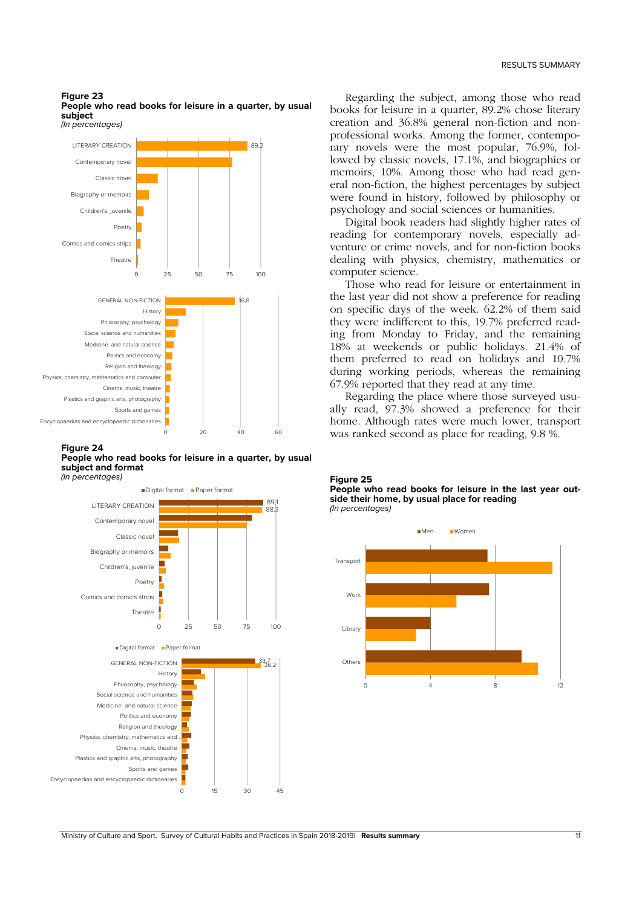### Figure 23
**People who read books for leisure in a quarter, by usual subject**
*(In percentages)*

LITERARY CREATION
89,2
Contemporary novel
Classic novel
Biography or memoirs
Children's, juvenile
Poetry
Comics and comics strips
Theatre
0 25 50 75 100

GENERAL NON-FICTION
36,8
History
Philosophy, psychology
Social science and humanities
Medicine and natural science
Politics and economy
Religion and theology
Physics, chemistry, mathematics and computer...
Cinema, music, theatre
Plastics and graphic arts, photography
Sports and games
Encyclopaedias and encyclopaedic dictionaries
0 20 40 60

### Figure 24
**People who read books for leisure in a quarter, by usual subject and format**
*(In percentages)*

Digital format
Paper format
LITERARY CREATION
89,1
88,3
Contemporary novel
Classic novel
Biography or memoirs
Children's, juvenile
Poetry
Comics and comics strips
Theatre
0 25 50 75 100

Digital format
Paper format
GENERAL NON-FICTION
33,7
36,2
History
Philosophy, psychology
Social science and humanities
Medicine and natural science
Politics and economy
Religion and theology
Physics, chemistry, mathematics and...
Cinema, music, theatre
Plastics and graphic arts, photography
Sports and games
Encyclopaedias and encyclopaedic dictionaries
0 15 30 45

Regarding the subject, among those who read books for leisure in a quarter, 89.2% chose literary creation and 36.8% general non-fiction and non-professional works. Among the former, contemporary novels were the most popular, 76.9%, followed by classic novels, 17.1%, and biographies or memoirs, 10%. Among those who had read general non-fiction, the highest percentages by subject were found in history, followed by philosophy or psychology and social sciences or humanities.

Digital book readers had slightly higher rates of reading for contemporary novels, especially adventure or crime novels, and for non-fiction books dealing with physics, chemistry, mathematics or computer science.

Those who read for leisure or entertainment in the last year did not show a preference for reading on specific days of the week. 62.2% of them said they were indifferent to this, 19.7% preferred reading from Monday to Friday, and the remaining 18% at weekends or public holidays. 21.4% of them preferred to read on holidays and 10.7% during working periods, whereas the remaining 67.9% reported that they read at any time.

Regarding the place where those surveyed usually read, 97.3% showed a preference for their home. Although rates were much lower, transport was ranked second as place for reading, 9.8 %.

### Figure 25
**People who read books for leisure in the last year outside their home, by usual place for reading**
*(In percentages)*

Men
Women
Transport
Work
Library
Others
0 4 8 12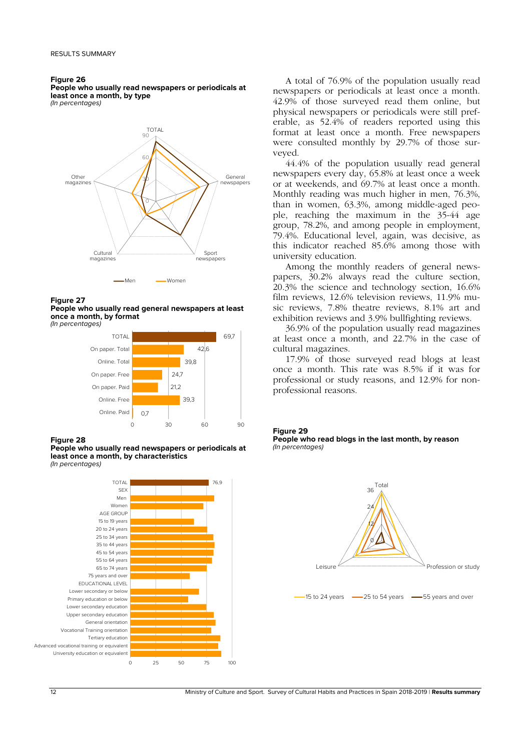**Figure 26**
**People who usually read newspapers or periodicals at least once a month, by type**
*(In percentages)*

TOTAL
90
60
30
0
General newspapers
Sport newspapers
Cultural magazines
Other magazines
Men
Women

**Figure 27**
**People who usually read general newspapers at least once a month, by format**
*(In percentages)*

TOTAL 69,7
On paper. Total 42,6
Online. Total 39,8
On paper. Free 24,7
On paper. Paid 21,2
Online. Free 39,3
Online. Paid 0,7
0 30 60 90

**Figure 28**
**People who usually read newspapers or periodicals at least once a month, by characteristics**
*(In percentages)*

TOTAL 76,9
SEX
Men
Women
AGE GROUP
15 to 19 years
20 to 24 years
25 to 34 years
35 to 44 years
45 to 54 years
55 to 64 years
65 to 74 years
75 years and over
EDUCATIONAL LEVEL
Lower secondary or below
Primary education or below
Lower secondary education
Upper secondary education
General orientation
Vocational Training orientation
Tertiary education
Advanced vocational training or equivalent
University education or equivalent
0 25 50 75 100

A total of 76.9% of the population usually read newspapers or periodicals at least once a month. 42.9% of those surveyed read them online, but physical newspapers or periodicals were still preferable, as 52.4% of readers reported using this format at least once a month. Free newspapers were consulted monthly by 29.7% of those surveyed.

44.4% of the population usually read general newspapers every day, 65.8% at least once a week or at weekends, and 69.7% at least once a month. Monthly reading was much higher in men, 76.3%, than in women, 63.3%, among middle-aged people, reaching the maximum in the 35-44 age group, 78.2%, and among people in employment, 79.4%. Educational level, again, was decisive, as this indicator reached 85.6% among those with university education.

Among the monthly readers of general newspapers, 30.2% always read the culture section, 20.3% the science and technology section, 16.6% film reviews, 12.6% television reviews, 11.9% music reviews, 7.8% theatre reviews, 8.1% art and exhibition reviews and 3.9% bullfighting reviews.

36.9% of the population usually read magazines at least once a month, and 22.7% in the case of cultural magazines.

17.9% of those surveyed read blogs at least once a month. This rate was 8.5% if it was for professional or study reasons, and 12.9% for non-professional reasons.

**Figure 29**
**People who read blogs in the last month, by reason**
*(In percentages)*

Total
36
24
12
0
Leisure
Profession or study
15 to 24 years
25 to 54 years
55 years and over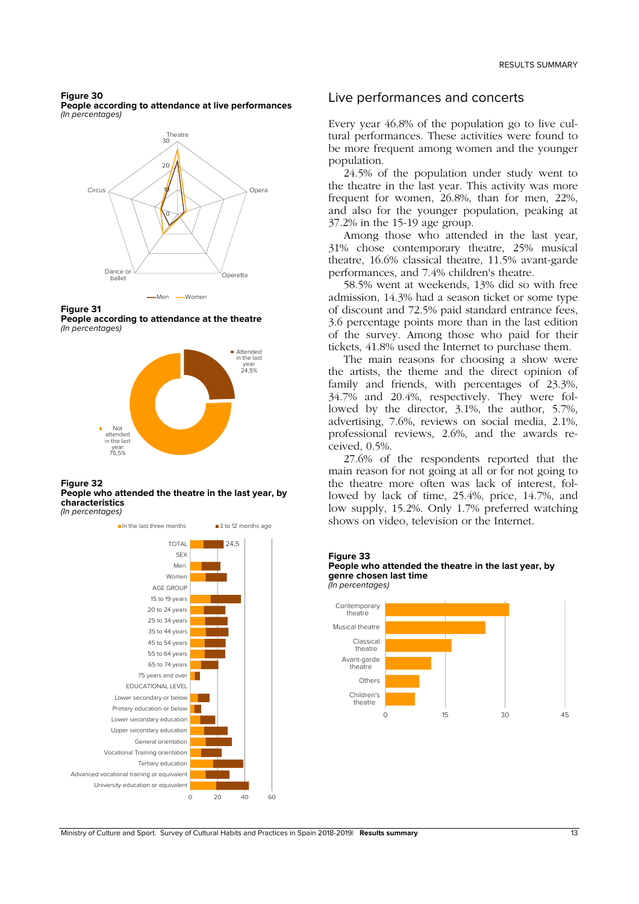**Figure 30**
**People according to attendance at live performances**
*(In percentages)*

Theatre
30
20
10
0
Opera
Operetta
Dance or ballet
Circus

Men
Women

**Figure 31**
**People according to attendance at the theatre**
*(In percentages)*

Attended in the last year 24,5%

Not attended in the last year 75,5%

**Figure 32**
**People who attended the theatre in the last year, by characteristics**
*(In percentages)*

In the last three months
3 to 12 months ago

TOTAL 24,5
SEX
Men
Women
AGE GROUP
15 to 19 years
20 to 24 years
25 to 34 years
35 to 44 years
45 to 54 years
55 to 64 years
65 to 74 years
75 years and over
EDUCATIONAL LEVEL
Lower secondary or below
Primary education or below
Lower secondary education
Upper secondary education
General orientation
Vocational Training orientation
Tertiary education
Advanced vocational training or equivalent
University education or equivalent

0 20 40 60

## Live performances and concerts

Every year 46.8% of the population go to live cultural performances. These activities were found to be more frequent among women and the younger population.

24.5% of the population under study went to the theatre in the last year. This activity was more frequent for women, 26.8%, than for men, 22%, and also for the younger population, peaking at 37.2% in the 15-19 age group.

Among those who attended in the last year, 31% chose contemporary theatre, 25% musical theatre, 16.6% classical theatre, 11.5% avant-garde performances, and 7.4% children's theatre.

58.5% went at weekends, 13% did so with free admission, 14.3% had a season ticket or some type of discount and 72.5% paid standard entrance fees, 3.6 percentage points more than in the last edition of the survey. Among those who paid for their tickets, 41.8% used the Internet to purchase them.

The main reasons for choosing a show were the artists, the theme and the direct opinion of family and friends, with percentages of 23.3%, 34.7% and 20.4%, respectively. They were followed by the director, 3.1%, the author, 5.7%, advertising, 7.6%, reviews on social media, 2.1%, professional reviews, 2.6%, and the awards received, 0.5%.

27.6% of the respondents reported that the main reason for not going at all or for not going to the theatre more often was lack of interest, followed by lack of time, 25.4%, price, 14.7%, and low supply, 15.2%. Only 1.7% preferred watching shows on video, television or the Internet.

**Figure 33**
**People who attended the theatre in the last year, by genre chosen last time**
*(In percentages)*

Contemporary theatre
Musical theatre
Classical theatre
Avant-garde theatre
Others
Children's theatre

0 15 30 45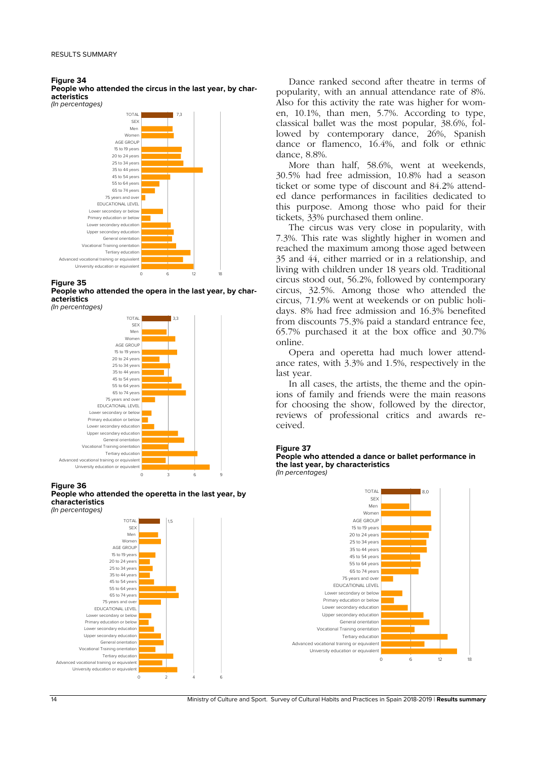**Figure 34**
**People who attended the circus in the last year, by characteristics**
*(In percentages)*

TOTAL 7,3
SEX
Men
Women
AGE GROUP
15 to 19 years
20 to 24 years
25 to 34 years
35 to 44 years
45 to 54 years
55 to 64 years
65 to 74 years
75 years and over
EDUCATIONAL LEVEL
Lower secondary or below
Primary education or below
Lower secondary education
Upper secondary education
General orientation
Vocational Training orientation
Tertiary education
Advanced vocational training or equivalent
University education or equivalent
0 6 12 18

**Figure 35**
**People who attended the opera in the last year, by characteristics**
*(In percentages)*

TOTAL 3,3
SEX
Men
Women
AGE GROUP
15 to 19 years
20 to 24 years
25 to 34 years
35 to 44 years
45 to 54 years
55 to 64 years
65 to 74 years
75 years and over
EDUCATIONAL LEVEL
Lower secondary or below
Primary education or below
Lower secondary education
Upper secondary education
General orientation
Vocational Training orientation
Tertiary education
Advanced vocational training or equivalent
University education or equivalent
0 3 6 9

**Figure 36**
**People who attended the operetta in the last year, by characteristics**
*(In percentages)*

TOTAL 1,5
SEX
Men
Women
AGE GROUP
15 to 19 years
20 to 24 years
25 to 34 years
35 to 44 years
45 to 54 years
55 to 64 years
65 to 74 years
75 years and over
EDUCATIONAL LEVEL
Lower secondary or below
Primary education or below
Lower secondary education
Upper secondary education
General orientation
Vocational Training orientation
Tertiary education
Advanced vocational training or equivalent
University education or equivalent
0 2 4 6

Dance ranked second after theatre in terms of popularity, with an annual attendance rate of 8%. Also for this activity the rate was higher for women, 10.1%, than men, 5.7%. According to type, classical ballet was the most popular, 38.6%, followed by contemporary dance, 26%, Spanish dance or flamenco, 16.4%, and folk or ethnic dance, 8.8%.

More than half, 58.6%, went at weekends, 30.5% had free admission, 10.8% had a season ticket or some type of discount and 84.2% attended dance performances in facilities dedicated to this purpose. Among those who paid for their tickets, 33% purchased them online.

The circus was very close in popularity, with 7.3%. This rate was slightly higher in women and reached the maximum among those aged between 35 and 44, either married or in a relationship, and living with children under 18 years old. Traditional circus stood out, 56.2%, followed by contemporary circus, 32.5%. Among those who attended the circus, 71.9% went at weekends or on public holidays. 8% had free admission and 16.3% benefited from discounts 75.3% paid a standard entrance fee, 65.7% purchased it at the box office and 30.7% online.

Opera and operetta had much lower attendance rates, with 3.3% and 1.5%, respectively in the last year.

In all cases, the artists, the theme and the opinions of family and friends were the main reasons for choosing the show, followed by the director, reviews of professional critics and awards received.

**Figure 37**
**People who attended a dance or ballet performance in the last year, by characteristics**
*(In percentages)*

TOTAL 8,0
SEX
Men
Women
AGE GROUP
15 to 19 years
20 to 24 years
25 to 34 years
35 to 44 years
45 to 54 years
55 to 64 years
65 to 74 years
75 years and over
EDUCATIONAL LEVEL
Lower secondary or below
Primary education or below
Lower secondary education
Upper secondary education
General orientation
Vocational Training orientation
Tertiary education
Advanced vocational training or equivalent
University education or equivalent
0 6 12 18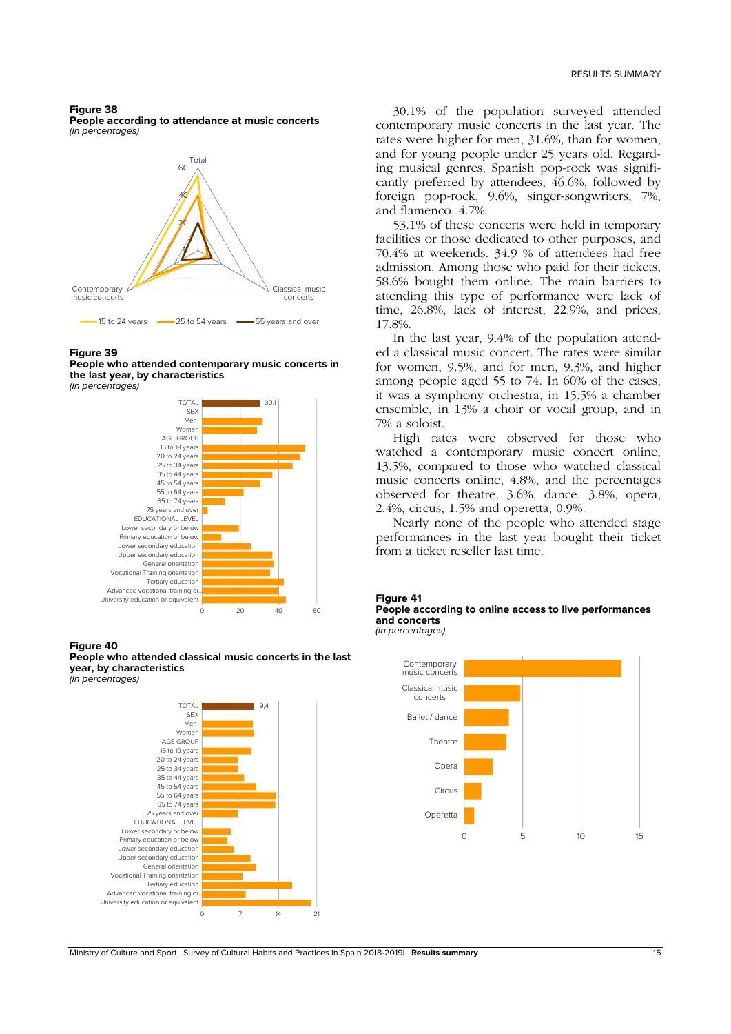**Figure 38**
**People according to attendance at music concerts**
*(In percentages)*

Total
60
40
20
0
Contemporary music concerts
Classical music concerts

15 to 24 years
25 to 54 years
55 years and over

**Figure 39**
**People who attended contemporary music concerts in the last year, by characteristics**
*(In percentages)*

TOTAL
30,1
SEX
Men
Women
AGE GROUP
15 to 19 years
20 to 24 years
25 to 34 years
35 to 44 years
45 to 54 years
55 to 64 years
65 to 74 years
75 years and over
EDUCATIONAL LEVEL
Lower secondary or below
Primary education or below
Lower secondary education
Upper secondary education
General orientation
Vocational Training orientation
Tertiary education
Advanced vocational training or...
University education or equivalent
0
20
40
60

**Figure 40**
**People who attended classical music concerts in the last year, by characteristics**
*(In percentages)*

TOTAL
9,4
SEX
Men
Women
AGE GROUP
15 to 19 years
20 to 24 years
25 to 34 years
35 to 44 years
45 to 54 years
55 to 64 years
65 to 74 years
75 years and over
EDUCATIONAL LEVEL
Lower secondary or below
Primary education or below
Lower secondary education
Upper secondary education
General orientation
Vocational Training orientation
Tertiary education
Advanced vocational training or...
University education or equivalent
0
7
14
21

30.1% of the population surveyed attended contemporary music concerts in the last year. The rates were higher for men, 31.6%, than for women, and for young people under 25 years old. Regarding musical genres, Spanish pop-rock was significantly preferred by attendees, 46.6%, followed by foreign pop-rock, 9.6%, singer-songwriters, 7%, and flamenco, 4.7%.

53.1% of these concerts were held in temporary facilities or those dedicated to other purposes, and 70.4% at weekends. 34.9 % of attendees had free admission. Among those who paid for their tickets, 58.6% bought them online. The main barriers to attending this type of performance were lack of time, 26.8%, lack of interest, 22.9%, and prices, 17.8%.

In the last year, 9.4% of the population attended a classical music concert. The rates were similar for women, 9.5%, and for men, 9.3%, and higher among people aged 55 to 74. In 60% of the cases, it was a symphony orchestra, in 15.5% a chamber ensemble, in 13% a choir or vocal group, and in 7% a soloist.

High rates were observed for those who watched a contemporary music concert online, 13.5%, compared to those who watched classical music concerts online, 4.8%, and the percentages observed for theatre, 3.6%, dance, 3.8%, opera, 2.4%, circus, 1.5% and operetta, 0.9%.

Nearly none of the people who attended stage performances in the last year bought their ticket from a ticket reseller last time.

**Figure 41**
**People according to online access to live performances and concerts**
*(In percentages)*

Contemporary music concerts
Classical music concerts
Ballet / dance
Theatre
Opera
Circus
Operetta
0
5
10
15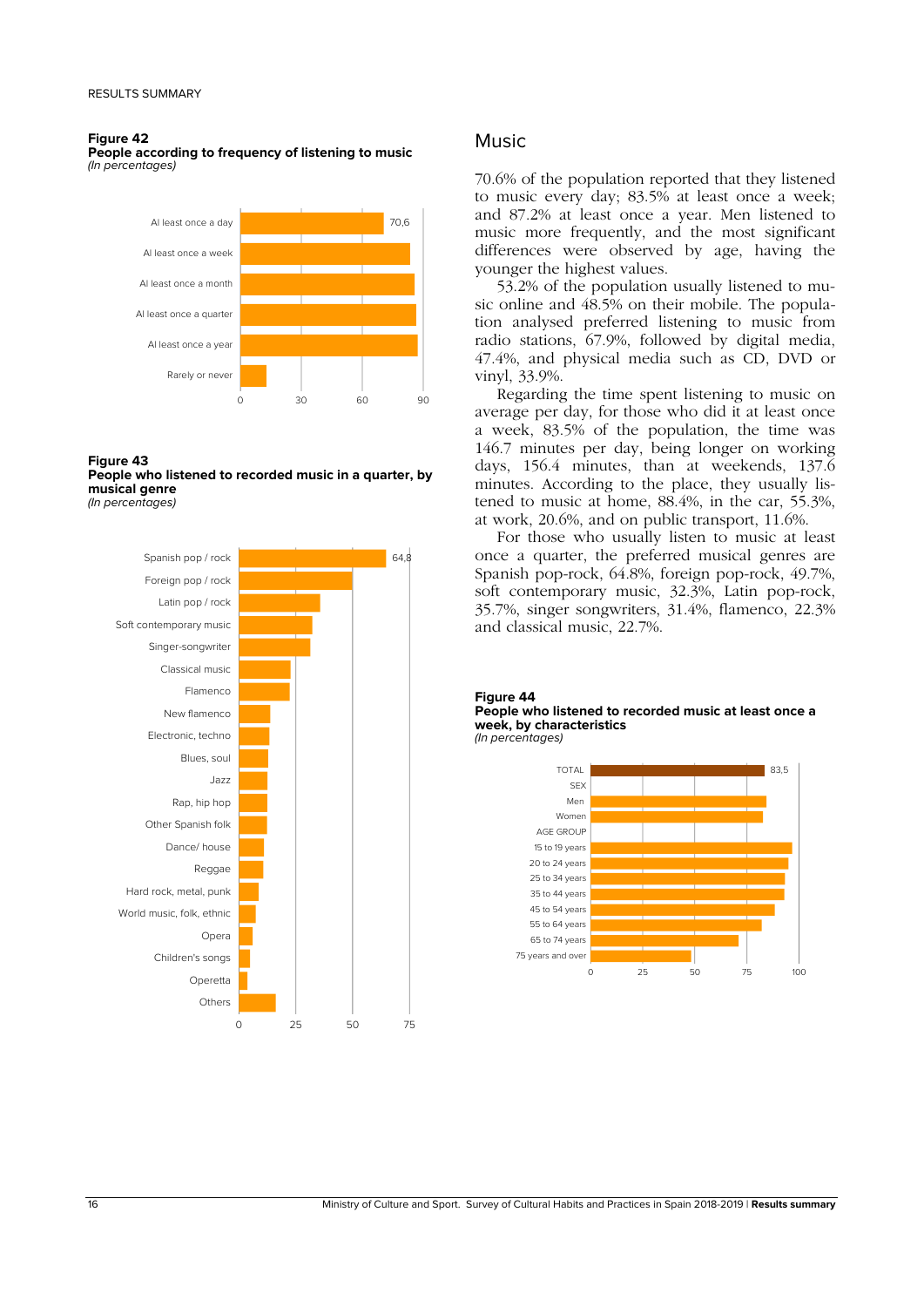**Figure 42**
**People according to frequency of listening to music**
*(In percentages)*

Al least once a day
Al least once a week
Al least once a month
Al least once a quarter
Al least once a year
Rarely or never

70,6

0
30
60
90

**Figure 43**
**People who listened to recorded music in a quarter, by musical genre**
*(In percentages)*

Spanish pop / rock
Foreign pop / rock
Latin pop / rock
Soft contemporary music
Singer-songwriter
Classical music
Flamenco
New flamenco
Electronic, techno
Blues, soul
Jazz
Rap, hip hop
Other Spanish folk
Dance/ house
Reggae
Hard rock, metal, punk
World music, folk, ethnic
Opera
Children's songs
Operetta
Others

64,8

0
25
50
75

## Music

70.6% of the population reported that they listened to music every day; 83.5% at least once a week; and 87.2% at least once a year. Men listened to music more frequently, and the most significant differences were observed by age, having the younger the highest values.

53.2% of the population usually listened to music online and 48.5% on their mobile. The population analysed preferred listening to music from radio stations, 67.9%, followed by digital media, 47.4%, and physical media such as CD, DVD or vinyl, 33.9%.

Regarding the time spent listening to music on average per day, for those who did it at least once a week, 83.5% of the population, the time was 146.7 minutes per day, being longer on working days, 156.4 minutes, than at weekends, 137.6 minutes. According to the place, they usually listened to music at home, 88.4%, in the car, 55.3%, at work, 20.6%, and on public transport, 11.6%.

For those who usually listen to music at least once a quarter, the preferred musical genres are Spanish pop-rock, 64.8%, foreign pop-rock, 49.7%, soft contemporary music, 32.3%, Latin pop-rock, 35.7%, singer songwriters, 31.4%, flamenco, 22.3% and classical music, 22.7%.

**Figure 44**
**People who listened to recorded music at least once a week, by characteristics**
*(In percentages)*

TOTAL
SEX
Men
Women
AGE GROUP
15 to 19 years
20 to 24 years
25 to 34 years
35 to 44 years
45 to 54 years
55 to 64 years
65 to 74 years
75 years and over

83,5

0
25
50
75
100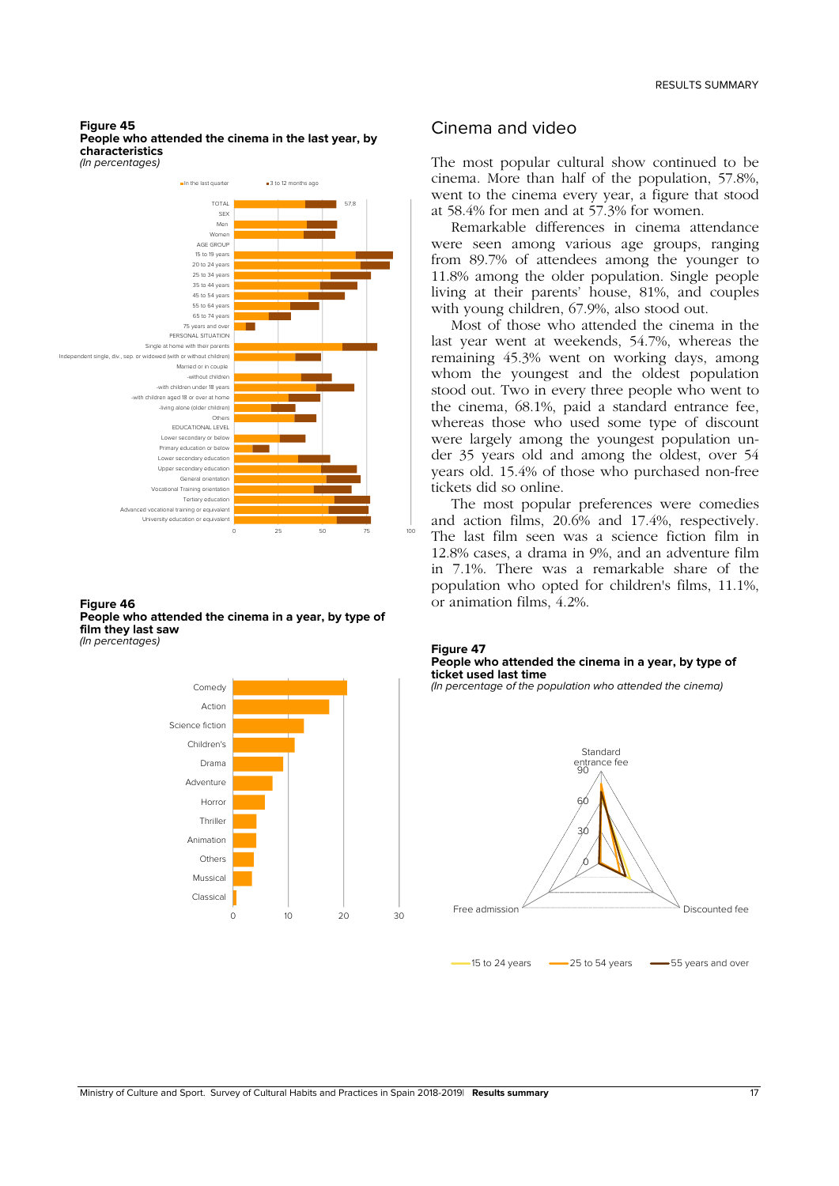**Figure 45**
**People who attended the cinema in the last year, by characteristics**
*(In percentages)*

In the last quarter
3 to 12 months ago

TOTAL
57,8
SEX
Men
Women
AGE GROUP
15 to 19 years
20 to 24 years
25 to 34 years
35 to 44 years
45 to 54 years
55 to 64 years
65 to 74 years
75 years and over
PERSONAL SITUATION
Single at home with their parents
Independent single, div., sep. or widowed (with or without children)
Married or in couple
-without children
-with children under 18 years
-with children aged 18 or over at home
-living alone (older children)
Others
EDUCATIONAL LEVEL
Lower secondary or below
Primary education or below
Lower secondary education
Upper secondary education
General orientation
Vocational Training orientation
Tertiary education
Advanced vocational training or equivalent
University education or equivalent

0
25
50
75
100

**Figure 46**
**People who attended the cinema in a year, by type of film they last saw**
*(In percentages)*

Comedy
Action
Science fiction
Children's
Drama
Adventure
Horror
Thriller
Animation
Others
Musical
Classical

0
10
20
30

## Cinema and video

The most popular cultural show continued to be cinema. More than half of the population, 57.8%, went to the cinema every year, a figure that stood at 58.4% for men and at 57.3% for women.

Remarkable differences in cinema attendance were seen among various age groups, ranging from 89.7% of attendees among the younger to 11.8% among the older population. Single people living at their parents' house, 81%, and couples with young children, 67.9%, also stood out.

Most of those who attended the cinema in the last year went at weekends, 54.7%, whereas the remaining 45.3% went on working days, among whom the youngest and the oldest population stood out. Two in every three people who went to the cinema, 68.1%, paid a standard entrance fee, whereas those who used some type of discount were largely among the youngest population under 35 years old and among the oldest, over 54 years old. 15.4% of those who purchased non-free tickets did so online.

The most popular preferences were comedies and action films, 20.6% and 17.4%, respectively. The last film seen was a science fiction film in 12.8% cases, a drama in 9%, and an adventure film in 7.1%. There was a remarkable share of the population who opted for children's films, 11.1%, or animation films, 4.2%.

**Figure 47**
**People who attended the cinema in a year, by type of ticket used last time**
*(In percentage of the population who attended the cinema)*

Standard entrance fee
90
60
30
0
Free admission
Discounted fee

15 to 24 years
25 to 54 years
55 years and over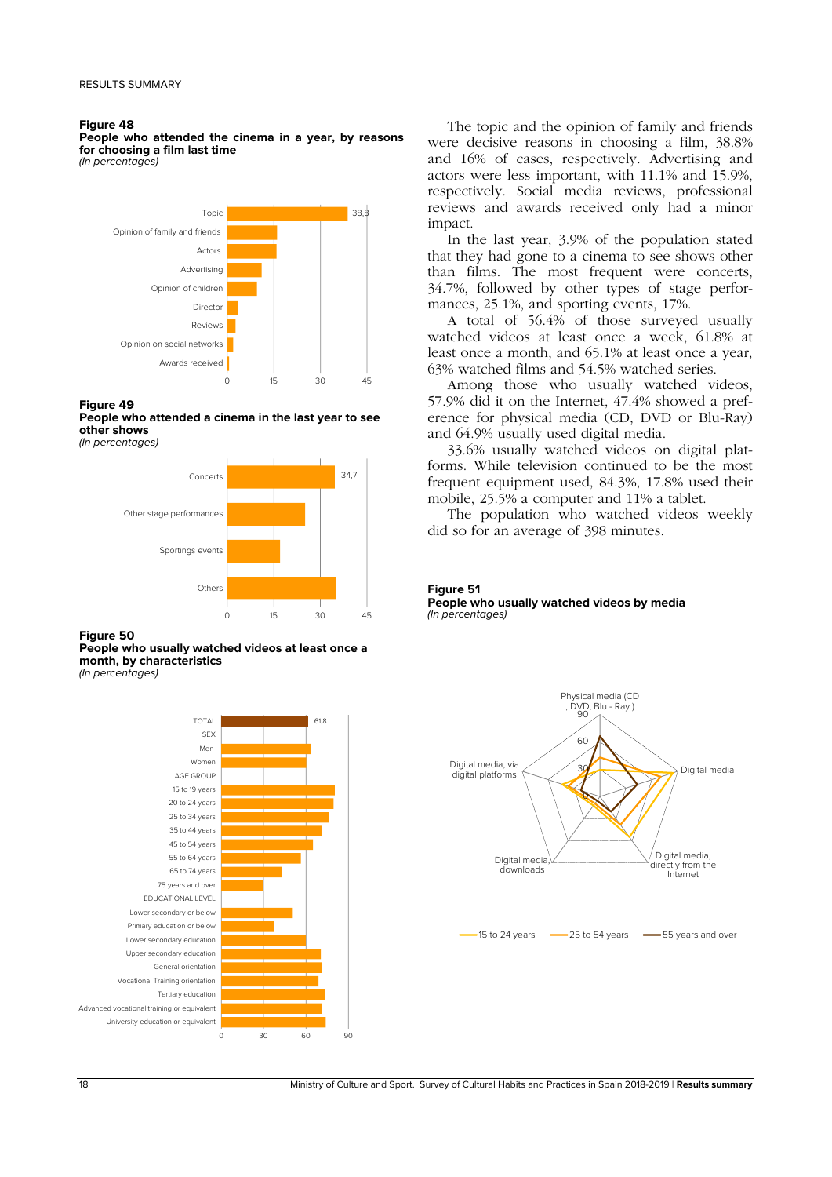RESULTS SUMMARY

**Figure 48**
**People who attended the cinema in a year, by reasons for choosing a film last time**
*(In percentages)*

Topic
Opinion of family and friends
Actors
Advertising
Opinion of children
Director
Reviews
Opinion on social networks
Awards received

38,8

0 15 30 45

**Figure 49**
**People who attended a cinema in the last year to see other shows**
*(In percentages)*

Concerts
Other stage performances
Sportings events
Others

34,7

0 15 30 45

**Figure 50**
**People who usually watched videos at least once a month, by characteristics**
*(In percentages)*

TOTAL
SEX
Men
Women
AGE GROUP
15 to 19 years
20 to 24 years
25 to 34 years
35 to 44 years
45 to 54 years
55 to 64 years
65 to 74 years
75 years and over
EDUCATIONAL LEVEL
Lower secondary or below
Primary education or below
Lower secondary education
Upper secondary education
General orientation
Vocational Training orientation
Tertiary education
Advanced vocational training or equivalent
University education or equivalent

61,8

0 30 60 90

The topic and the opinion of family and friends were decisive reasons in choosing a film, 38.8% and 16% of cases, respectively. Advertising and actors were less important, with 11.1% and 15.9%, respectively. Social media reviews, professional reviews and awards received only had a minor impact.

In the last year, 3.9% of the population stated that they had gone to a cinema to see shows other than films. The most frequent were concerts, 34.7%, followed by other types of stage performances, 25.1%, and sporting events, 17%.

A total of 56.4% of those surveyed usually watched videos at least once a week, 61.8% at least once a month, and 65.1% at least once a year, 63% watched films and 54.5% watched series.

Among those who usually watched videos, 57.9% did it on the Internet, 47.4% showed a preference for physical media (CD, DVD or Blu-Ray) and 64.9% usually used digital media.

33.6% usually watched videos on digital platforms. While television continued to be the most frequent equipment used, 84.3%, 17.8% used their mobile, 25.5% a computer and 11% a tablet.

The population who watched videos weekly did so for an average of 398 minutes.

**Figure 51**
**People who usually watched videos by media**
*(In percentages)*

Physical media (CD , DVD, Blu - Ray )
Digital media
Digital media, directly from the Internet
Digital media, downloads
Digital media, via digital platforms

0
30
60
90

15 to 24 years
25 to 54 years
55 years and over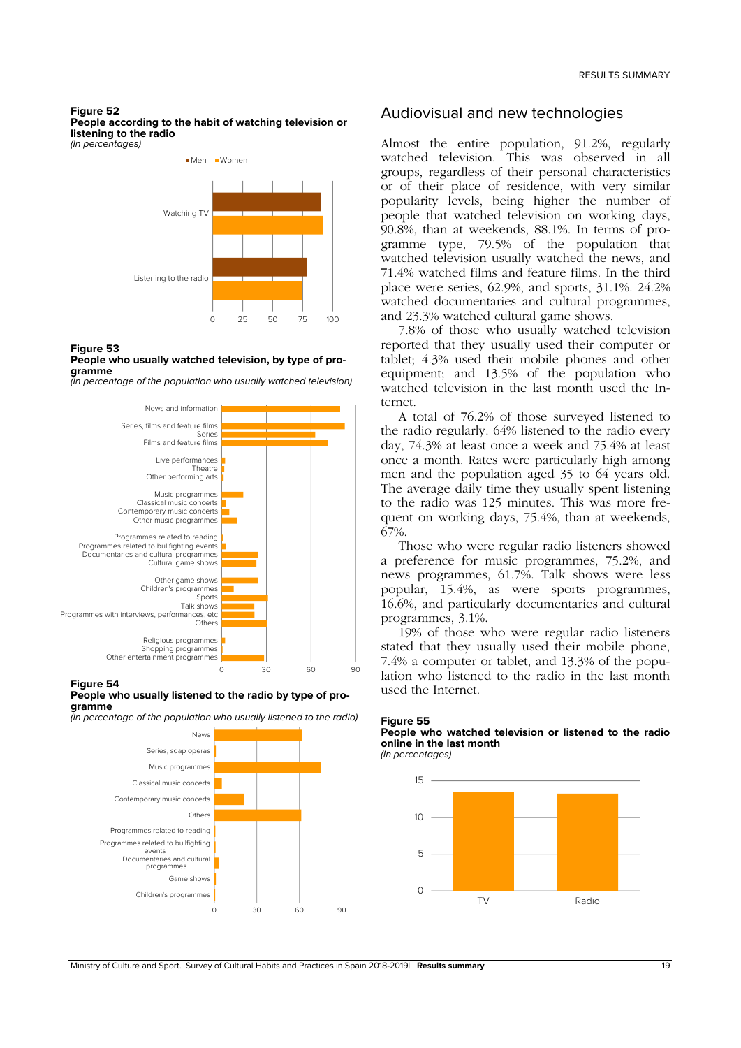**Figure 52**
**People according to the habit of watching television or listening to the radio**
*(In percentages)*

Men
Women

Watching TV
Listening to the radio

0
25
50
75
100

**Figure 53**
**People who usually watched television, by type of programme**
*(In percentage of the population who usually watched television)*

News and information
Series, films and feature films
Series
Films and feature films
Live performances
Theatre
Other performing arts
Music programmes
Classical music concerts
Contemporary music concerts
Other music programmes
Programmes related to reading
Programmes related to bullfighting events
Documentaries and cultural programmes
Cultural game shows
Other game shows
Children's programmes
Sports
Talk shows
Programmes with interviews, performances, etc
Others
Religious programmes
Shopping programmes
Other entertainment programmes

0
30
60
90

**Figure 54**
**People who usually listened to the radio by type of programme**
*(In percentage of the population who usually listened to the radio)*

News
Series, soap operas
Music programmes
Classical music concerts
Contemporary music concerts
Others
Programmes related to reading
Programmes related to bullfighting events
Documentaries and cultural programmes
Game shows
Children's programmes

0
30
60
90

## Audiovisual and new technologies

Almost the entire population, 91.2%, regularly watched television. This was observed in all groups, regardless of their personal characteristics or of their place of residence, with very similar popularity levels, being higher the number of people that watched television on working days, 90.8%, than at weekends, 88.1%. In terms of programme type, 79.5% of the population that watched television usually watched the news, and 71.4% watched films and feature films. In the third place were series, 62.9%, and sports, 31.1%. 24.2% watched documentaries and cultural programmes, and 23.3% watched cultural game shows.

7.8% of those who usually watched television reported that they usually used their computer or tablet; 4.3% used their mobile phones and other equipment; and 13.5% of the population who watched television in the last month used the Internet.

A total of 76.2% of those surveyed listened to the radio regularly. 64% listened to the radio every day, 74.3% at least once a week and 75.4% at least once a month. Rates were particularly high among men and the population aged 35 to 64 years old. The average daily time they usually spent listening to the radio was 125 minutes. This was more frequent on working days, 75.4%, than at weekends, 67%.

Those who were regular radio listeners showed a preference for music programmes, 75.2%, and news programmes, 61.7%. Talk shows were less popular, 15.4%, as were sports programmes, 16.6%, and particularly documentaries and cultural programmes, 3.1%.

19% of those who were regular radio listeners stated that they usually used their mobile phone, 7.4% a computer or tablet, and 13.3% of the population who listened to the radio in the last month used the Internet.

**Figure 55**
**People who watched television or listened to the radio online in the last month**
*(In percentages)*

15
10
5
0
TV
Radio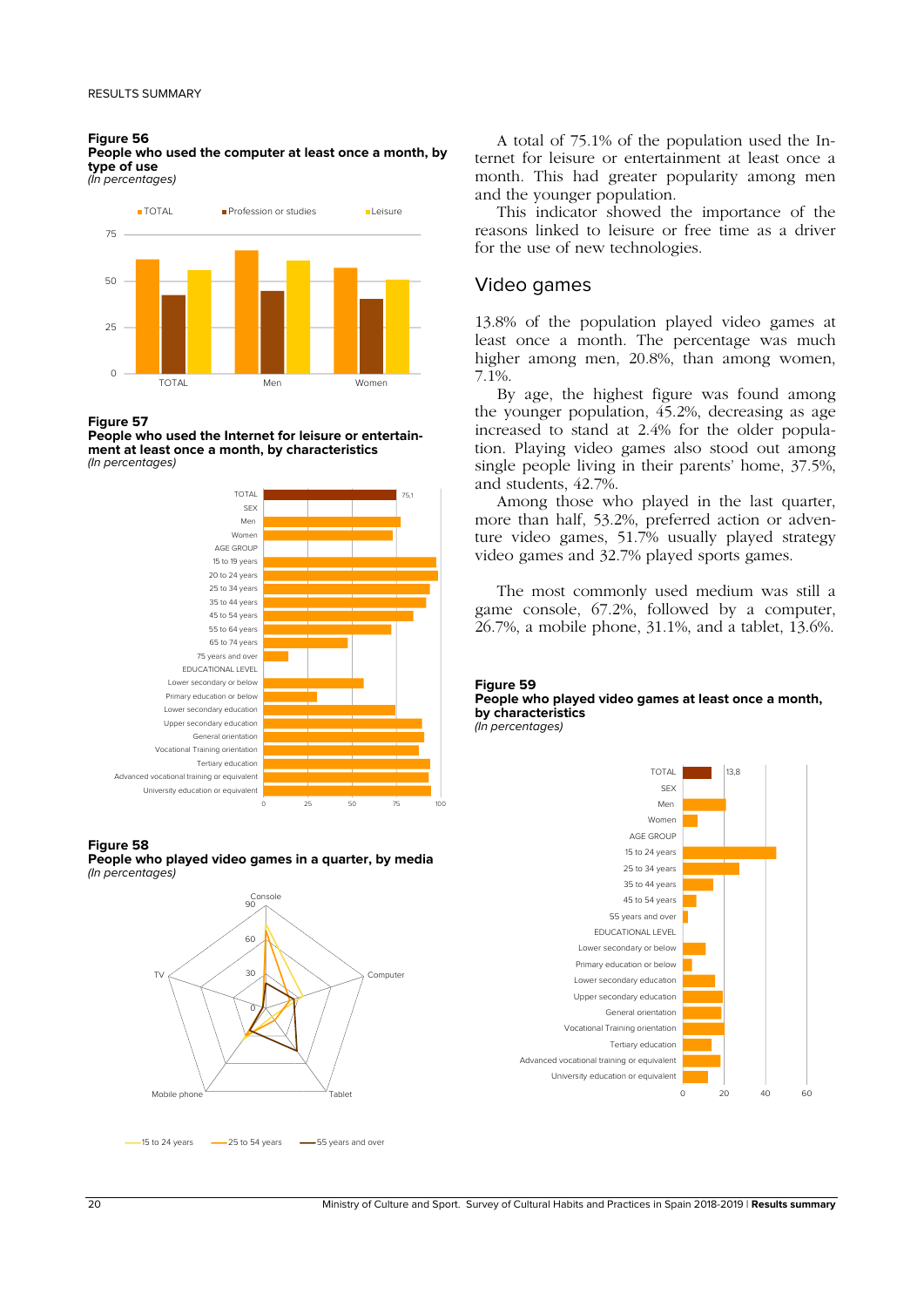**Figure 56**
**People who used the computer at least once a month, by type of use**
*(In percentages)*

TOTAL
Profession or studies
Leisure

75
50
25
0

TOTAL
Men
Women

**Figure 57**
**People who used the Internet for leisure or entertainment at least once a month, by characteristics**
*(In percentages)*

TOTAL
75,1
SEX
Men
Women
AGE GROUP
15 to 19 years
20 to 24 years
25 to 34 years
35 to 44 years
45 to 54 years
55 to 64 years
65 to 74 years
75 years and over
EDUCATIONAL LEVEL
Lower secondary or below
Primary education or below
Lower secondary education
Upper secondary education
General orientation
Vocational Training orientation
Tertiary education
Advanced vocational training or equivalent
University education or equivalent

0 25 50 75 100

**Figure 58**
**People who played video games in a quarter, by media**
*(In percentages)*

Console
90
60
30
0
TV
Computer
Mobile phone
Tablet

15 to 24 years
25 to 54 years
55 years and over

A total of 75.1% of the population used the Internet for leisure or entertainment at least once a month. This had greater popularity among men and the younger population.

This indicator showed the importance of the reasons linked to leisure or free time as a driver for the use of new technologies.

## Video games

13.8% of the population played video games at least once a month. The percentage was much higher among men, 20.8%, than among women, 7.1%.

By age, the highest figure was found among the younger population, 45.2%, decreasing as age increased to stand at 2.4% for the older population. Playing video games also stood out among single people living in their parents' home, 37.5%, and students, 42.7%.

Among those who played in the last quarter, more than half, 53.2%, preferred action or adventure video games, 51.7% usually played strategy video games and 32.7% played sports games.

The most commonly used medium was still a game console, 67.2%, followed by a computer, 26.7%, a mobile phone, 31.1%, and a tablet, 13.6%.

**Figure 59**
**People who played video games at least once a month, by characteristics**
*(In percentages)*

TOTAL
13,8
SEX
Men
Women
AGE GROUP
15 to 24 years
25 to 34 years
35 to 44 years
45 to 54 years
55 years and over
EDUCATIONAL LEVEL
Lower secondary or below
Primary education or below
Lower secondary education
Upper secondary education
General orientation
Vocational Training orientation
Tertiary education
Advanced vocational training or equivalent
University education or equivalent

0 20 40 60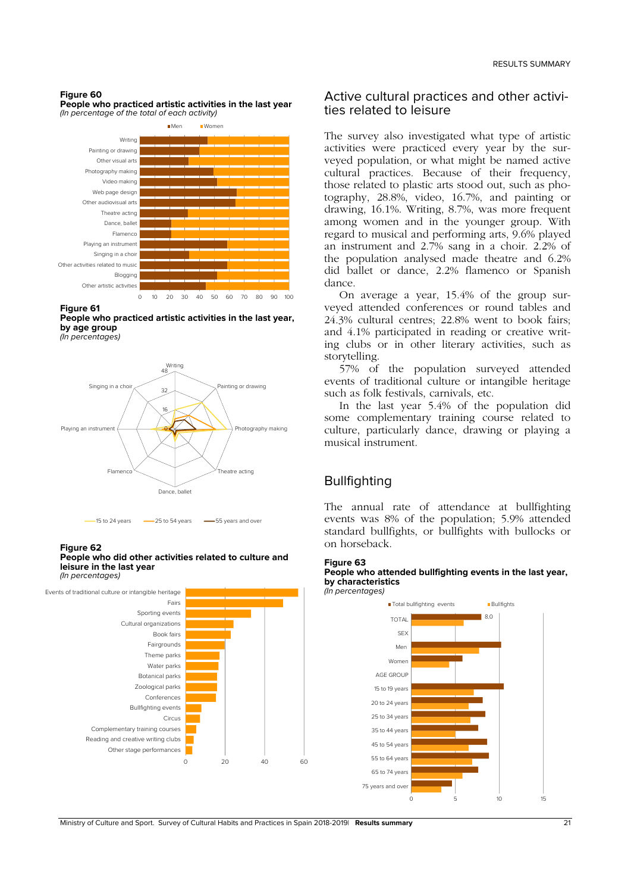**Figure 60**
**People who practiced artistic activities in the last year**
*(In percentage of the total of each activity)*

**Figure 61**
**People who practiced artistic activities in the last year, by age group**
*(In percentages)*

**Figure 62**
**People who did other activities related to culture and leisure in the last year**
*(In percentages)*

## Active cultural practices and other activities related to leisure

The survey also investigated what type of artistic activities were practiced every year by the surveyed population, or what might be named active cultural practices. Because of their frequency, those related to plastic arts stood out, such as photography, 28.8%, video, 16.7%, and painting or drawing, 16.1%. Writing, 8.7%, was more frequent among women and in the younger group. With regard to musical and performing arts, 9.6% played an instrument and 2.7% sang in a choir. 2.2% of the population analysed made theatre and 6.2% did ballet or dance, 2.2% flamenco or Spanish dance.

On average a year, 15.4% of the group surveyed attended conferences or round tables and 24.3% cultural centres; 22.8% went to book fairs; and 4.1% participated in reading or creative writing clubs or in other literary activities, such as storytelling.

57% of the population surveyed attended events of traditional culture or intangible heritage such as folk festivals, carnivals, etc.

In the last year 5.4% of the population did some complementary training course related to culture, particularly dance, drawing or playing a musical instrument.

## Bullfighting

The annual rate of attendance at bullfighting events was 8% of the population; 5.9% attended standard bullfights, or bullfights with bullocks or on horseback.

**Figure 63**
**People who attended bullfighting events in the last year, by characteristics**
*(In percentages)*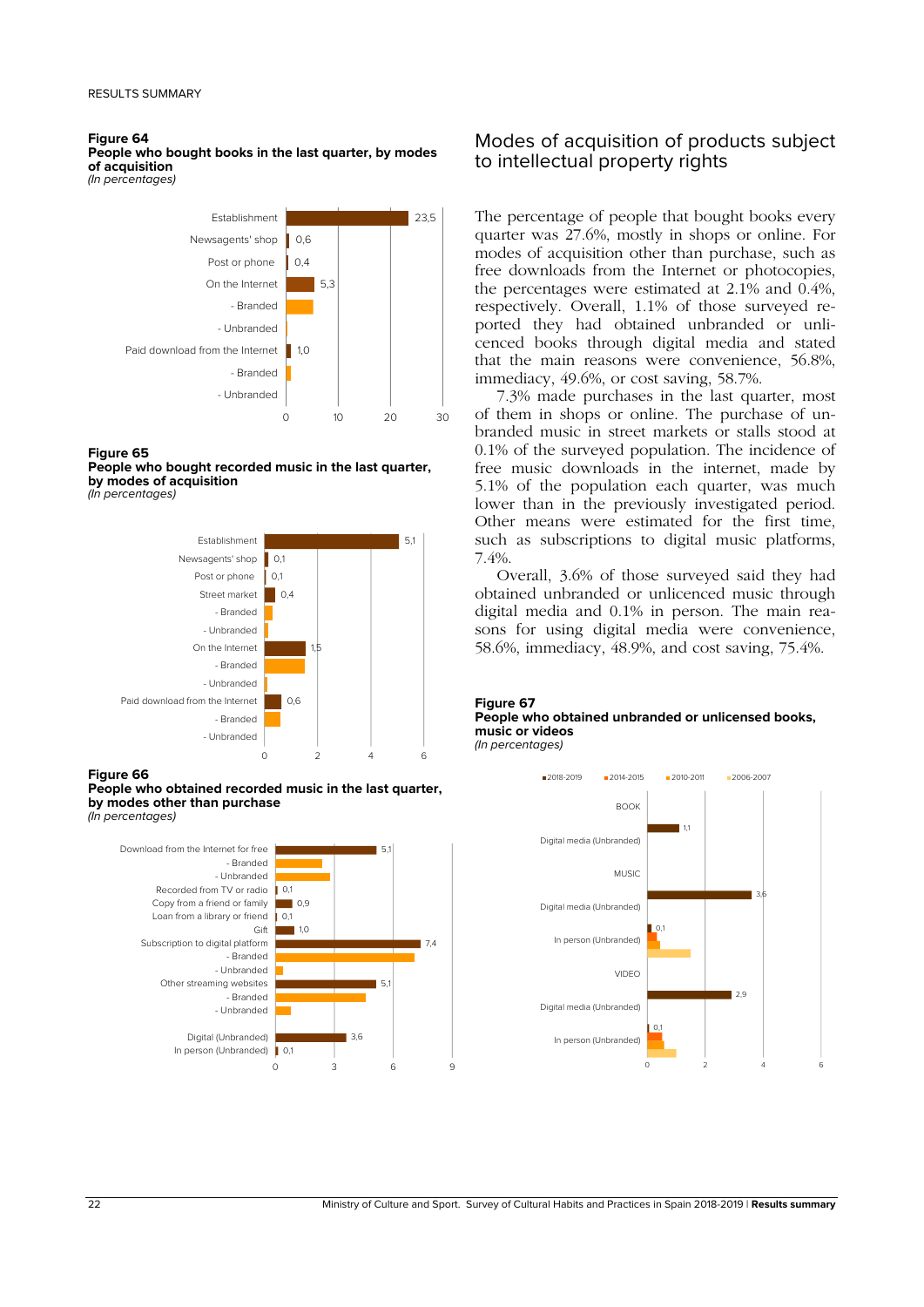RESULTS SUMMARY

**Figure 64**
**People who bought books in the last quarter, by modes of acquisition**
*(In percentages)*

Establishment 23,5
Newsagents' shop 0,6
Post or phone 0,4
On the Internet 5,3
- Branded
- Unbranded
Paid download from the Internet 1,0
- Branded
- Unbranded

0 10 20 30

**Figure 65**
**People who bought recorded music in the last quarter, by modes of acquisition**
*(In percentages)*

Establishment 5,1
Newsagents' shop 0,1
Post or phone 0,1
Street market 0,4
- Branded
- Unbranded
On the Internet 1,5
- Branded
- Unbranded
Paid download from the Internet 0,6
- Branded
- Unbranded

0 2 4 6

**Figure 66**
**People who obtained recorded music in the last quarter, by modes other than purchase**
*(In percentages)*

Download from the Internet for free 5,1
- Branded
- Unbranded
Recorded from TV or radio 0,1
Copy from a friend or family 0,9
Loan from a library or friend 0,1
Gift 1,0
Subscription to digital platform 7,4
- Branded
- Unbranded
Other streaming websites 5,1
- Branded
- Unbranded
Digital (Unbranded) 3,6
In person (Unbranded) 0,1

0 3 6 9

## Modes of acquisition of products subject to intellectual property rights

The percentage of people that bought books every quarter was 27.6%, mostly in shops or online. For modes of acquisition other than purchase, such as free downloads from the Internet or photocopies, the percentages were estimated at 2.1% and 0.4%, respectively. Overall, 1.1% of those surveyed reported they had obtained unbranded or unlicenced books through digital media and stated that the main reasons were convenience, 56.8%, immediacy, 49.6%, or cost saving, 58.7%.

7.3% made purchases in the last quarter, most of them in shops or online. The purchase of unbranded music in street markets or stalls stood at 0.1% of the surveyed population. The incidence of free music downloads in the internet, made by 5.1% of the population each quarter, was much lower than in the previously investigated period. Other means were estimated for the first time, such as subscriptions to digital music platforms, 7.4%.

Overall, 3.6% of those surveyed said they had obtained unbranded or unlicenced music through digital media and 0.1% in person. The main reasons for using digital media were convenience, 58.6%, immediacy, 48.9%, and cost saving, 75.4%.

**Figure 67**
**People who obtained unbranded or unlicensed books, music or videos**
*(In percentages)*

2018-2019 2014-2015 2010-2011 2006-2007

BOOK
Digital media (Unbranded) 1,1
MUSIC
Digital media (Unbranded) 3,6
In person (Unbranded) 0,1
VIDEO
Digital media (Unbranded) 2,9
In person (Unbranded) 0,1

0 2 4 6

Ministry of Culture and Sport. Survey of Cultural Habits and Practices in Spain 2018-2019 | **Results summary**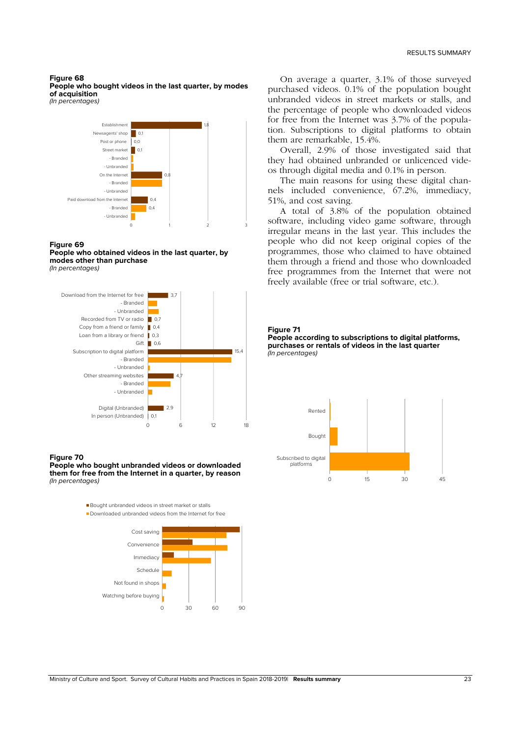**Figure 68**
**People who bought videos in the last quarter, by modes of acquisition**
*(In percentages)*

Establishment 1,8
Newsagents' shop 0,1
Post or phone 0,0
Street market 0,1
- Branded
- Unbranded
On the Internet 0,8
- Branded
- Unbranded
Paid download from the Internet 0,4
- Branded 0,4
- Unbranded

0 1 2 3

**Figure 69**
**People who obtained videos in the last quarter, by modes other than purchase**
*(In percentages)*

Download from the Internet for free 3,7
- Branded
- Unbranded
Recorded from TV or radio 0,7
Copy from a friend or family 0,4
Loan from a library or friend 0,3
Gift 0,6
Subscription to digital platform 15,4
- Branded
- Unbranded
Other streaming websites 4,7
- Branded
- Unbranded
Digital (Unbranded) 2,9
In person (Unbranded) 0,1

0 6 12 18

**Figure 70**
**People who bought unbranded videos or downloaded them for free from the Internet in a quarter, by reason**
*(In percentages)*

Bought unbranded videos in street market or stalls
Downloaded unbranded videos from the Internet for free

Cost saving
Convenience
Immediacy
Schedule
Not found in shops
Watching before buying

0 30 60 90

On average a quarter, 3.1% of those surveyed purchased videos. 0.1% of the population bought unbranded videos in street markets or stalls, and the percentage of people who downloaded videos for free from the Internet was 3.7% of the population. Subscriptions to digital platforms to obtain them are remarkable, 15.4%.

Overall, 2.9% of those investigated said that they had obtained unbranded or unlicenced videos through digital media and 0.1% in person.

The main reasons for using these digital channels included convenience, 67.2%, immediacy, 51%, and cost saving.

A total of 3.8% of the population obtained software, including video game software, through irregular means in the last year. This includes the people who did not keep original copies of the programmes, those who claimed to have obtained them through a friend and those who downloaded free programmes from the Internet that were not freely available (free or trial software, etc.).

**Figure 71**
**People according to subscriptions to digital platforms, purchases or rentals of videos in the last quarter**
*(In percentages)*

Rented
Bought
Subscribed to digital platforms

0 15 30 45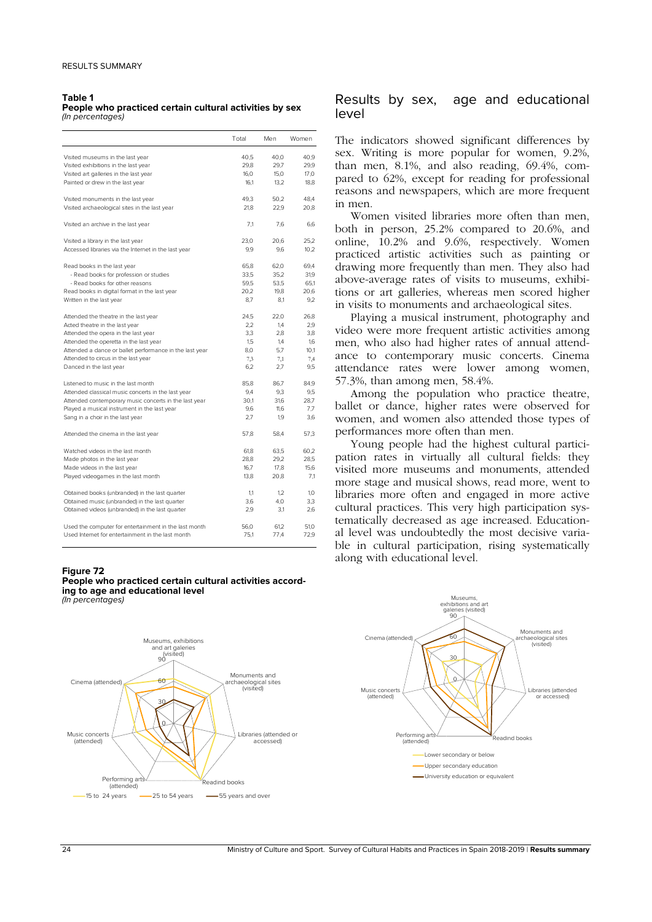**Table 1**
**People who practiced certain cultural activities by sex**
*(In percentages)*

| | Total | Men | Women |
|---|---|---|---|
| Visited museums in the last year | 40,5 | 40,0 | 40,9 |
| Visited exhibitions in the last year | 29,8 | 29,7 | 29,9 |
| Visited art galleries in the last year | 16,0 | 15,0 | 17,0 |
| Painted or drew in the last year | 16,1 | 13,2 | 18,8 |
| Visited monuments in the last year | 49,3 | 50,2 | 48,4 |
| Visited archaeological sites in the last year | 21,8 | 22,9 | 20,8 |
| Visited an archive in the last year | 7,1 | 7,6 | 6,6 |
| Visited a library in the last year | 23,0 | 20,6 | 25,2 |
| Accessed libraries via the Internet in the last year | 9,9 | 9,6 | 10,2 |
| Read books in the last year | 65,8 | 62,0 | 69,4 |
| - Read books for profession or studies | 33,5 | 35,2 | 31,9 |
| - Read books for other reasons | 59,5 | 53,5 | 65,1 |
| Read books in digital format in the last year | 20,2 | 19,8 | 20,6 |
| Written in the last year | 8,7 | 8,1 | 9,2 |
| Attended the theatre in the last year | 24,5 | 22,0 | 26,8 |
| Acted theatre in the last year | 2,2 | 1,4 | 2,9 |
| Attended the opera in the last year | 3,3 | 2,8 | 3,8 |
| Attended the operetta in the last year | 1,5 | 1,4 | 1,6 |
| Attended a dance or ballet performance in the last year | 8,0 | 5,7 | 10,1 |
| Attended to circus in the last year | 7,3 | 7,1 | 7,4 |
| Danced in the last year | 6,2 | 2,7 | 9,5 |
| Listened to music in the last month | 85,8 | 86,7 | 84,9 |
| Attended classical music concerts in the last year | 9,4 | 9,3 | 9,5 |
| Attended contemporary music concerts in the last year | 30,1 | 31,6 | 28,7 |
| Played a musical instrument in the last year | 9,6 | 11,6 | 7,7 |
| Sang in a choir in the last year | 2,7 | 1,9 | 3,6 |
| Attended the cinema in the last year | 57,8 | 58,4 | 57,3 |
| Watched videos in the last month | 61,8 | 63,5 | 60,2 |
| Made photos in the last year | 28,8 | 29,2 | 28,5 |
| Made videos in the last year | 16,7 | 17,8 | 15,6 |
| Played videogames in the last month | 13,8 | 20,8 | 7,1 |
| Obtained books (unbranded) in the last quarter | 1,1 | 1,2 | 1,0 |
| Obtained music (unbranded) in the last quarter | 3,6 | 4,0 | 3,3 |
| Obtained videos (unbranded) in the last quarter | 2,9 | 3,1 | 2,6 |
| Used the computer for entertainment in the last month | 56,0 | 61,2 | 51,0 |
| Used Internet for entertainment in the last month | 75,1 | 77,4 | 72,9 |

## Results by sex, age and educational level

The indicators showed significant differences by sex. Writing is more popular for women, 9.2%, than men, 8.1%, and also reading, 69.4%, compared to 62%, except for reading for professional reasons and newspapers, which are more frequent in men.

Women visited libraries more often than men, both in person, 25.2% compared to 20.6%, and online, 10.2% and 9.6%, respectively. Women practiced artistic activities such as painting or drawing more frequently than men. They also had above-average rates of visits to museums, exhibitions or art galleries, whereas men scored higher in visits to monuments and archaeological sites.

Playing a musical instrument, photography and video were more frequent artistic activities among men, who also had higher rates of annual attendance to contemporary music concerts. Cinema attendance rates were lower among women, 57.3%, than among men, 58.4%.

Among the population who practice theatre, ballet or dance, higher rates were observed for women, and women also attended those types of performances more often than men.

Young people had the highest cultural participation rates in virtually all cultural fields: they visited more museums and monuments, attended more stage and musical shows, read more, went to libraries more often and engaged in more active cultural practices. This very high participation systematically decreased as age increased. Educational level was undoubtedly the most decisive variable in cultural participation, rising systematically along with educational level.

**Figure 72**
**People who practiced certain cultural activities according to age and educational level**
*(In percentages)*

Museums, exhibitions and art galeries (visited)
Monuments and archaeological sites (visited)
Libraries (attended or accessed)
Readind books
Performing arts (attended)
Music concerts (attended)
Cinema (attended)
0
30
60
90
15 to 24 years
25 to 54 years
55 years and over

Museums, exhibitions and art galeries (visited)
Monuments and archaeological sites (visited)
Libraries (attended or accessed)
Readind books
Performing arts (attended)
Music concerts (attended)
Cinema (attended)
0
30
60
90
Lower secondary or below
Upper secondary education
University education or equivalent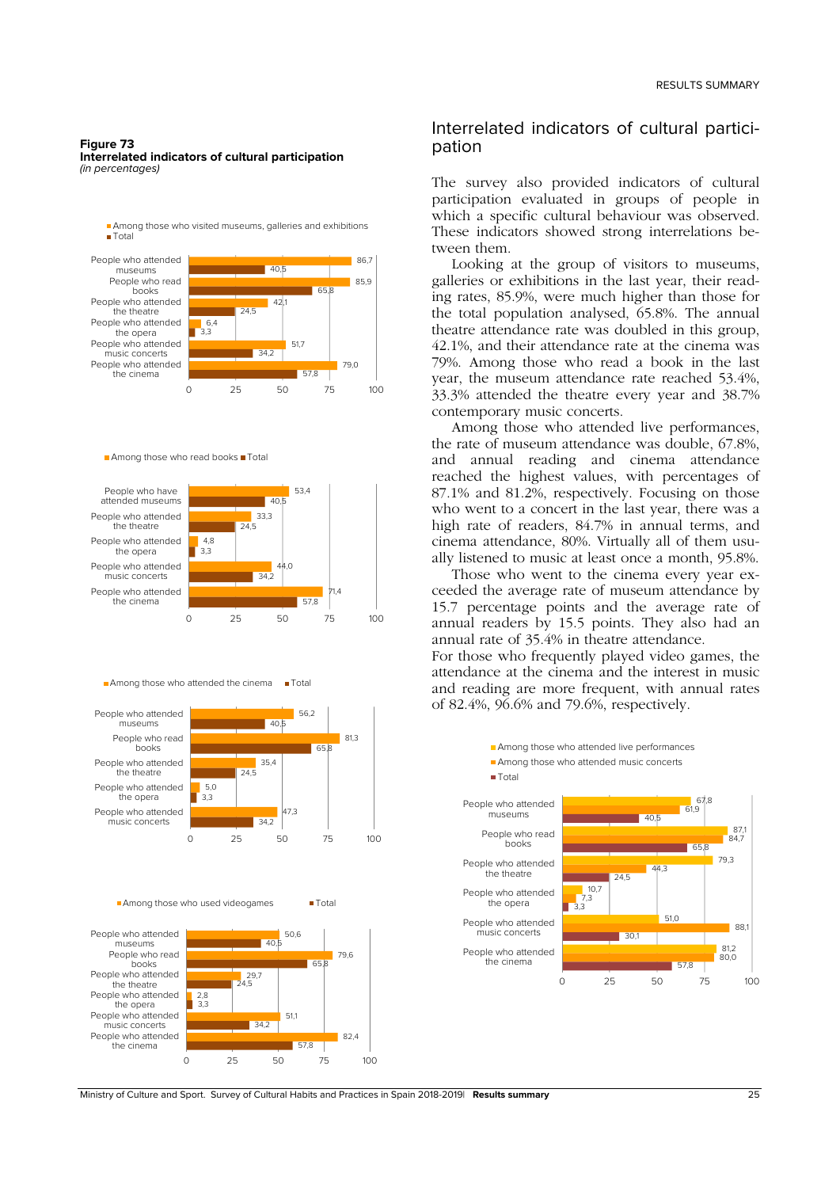**Figure 73**
**Interrelated indicators of cultural participation**
*(in percentages)*

Among those who visited museums, galleries and exhibitions
Total

People who attended museums 86,7 40,5
People who read books 85,9 65,8
People who attended the theatre 42,1 24,5
People who attended the opera 6,4 3,3
People who attended music concerts 51,7 34,2
People who attended the cinema 79,0 57,8

0 25 50 75 100

Among those who read books
Total

People who have attended museums 53,4 40,5
People who attended the theatre 33,3 24,5
People who attended the opera 4,8 3,3
People who attended music concerts 44,0 34,2
People who attended the cinema 71,4 57,8

0 25 50 75 100

Among those who attended the cinema
Total

People who attended museums 56,2 40,5
People who read books 81,3 65,8
People who attended the theatre 35,4 24,5
People who attended the opera 5,0 3,3
People who attended music concerts 47,3 34,2

0 25 50 75 100

Among those who used videogames
Total

People who attended museums 50,6 40,5
People who read books 79,6 65,8
People who attended the theatre 29,7 24,5
People who attended the opera 2,8 3,3
People who attended music concerts 51,1 34,2
People who attended the cinema 82,4 57,8

0 25 50 75 100

# Interrelated indicators of cultural participation

The survey also provided indicators of cultural participation evaluated in groups of people in which a specific cultural behaviour was observed. These indicators showed strong interrelations between them.

Looking at the group of visitors to museums, galleries or exhibitions in the last year, their reading rates, 85.9%, were much higher than those for the total population analysed, 65.8%. The annual theatre attendance rate was doubled in this group, 42.1%, and their attendance rate at the cinema was 79%. Among those who read a book in the last year, the museum attendance rate reached 53.4%, 33.3% attended the theatre every year and 38.7% contemporary music concerts.

Among those who attended live performances, the rate of museum attendance was double, 67.8%, and annual reading and cinema attendance reached the highest values, with percentages of 87.1% and 81.2%, respectively. Focusing on those who went to a concert in the last year, there was a high rate of readers, 84.7% in annual terms, and cinema attendance, 80%. Virtually all of them usually listened to music at least once a month, 95.8%.

Those who went to the cinema every year exceeded the average rate of museum attendance by 15.7 percentage points and the average rate of annual readers by 15.5 points. They also had an annual rate of 35.4% in theatre attendance.

For those who frequently played video games, the attendance at the cinema and the interest in music and reading are more frequent, with annual rates of 82.4%, 96.6% and 79.6%, respectively.

Among those who attended live performances
Among those who attended music concerts
Total

People who attended museums 67,8 61,9 40,5
People who read books 87,1 84,7 65,8
People who attended the theatre 79,3 44,3 24,5
People who attended the opera 10,7 7,3 3,3
People who attended music concerts 51,0 88,1 30,1
People who attended the cinema 81,2 80,0 57,8

0 25 50 75 100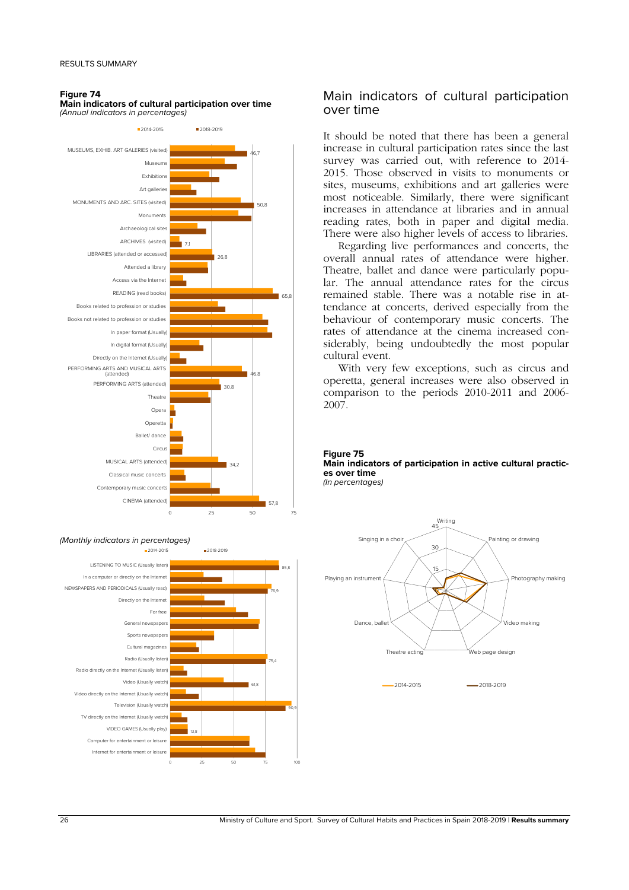**Figure 74**
**Main indicators of cultural participation over time**
*(Annual indicators in percentages)*

2014-2015
2018-2019

MUSEUMS, EXHIB. ART GALERIES (visited) 46,7
Museums
Exhibitions
Art galleries
MONUMENTS AND ARC. SITES (visited) 50,8
Monuments
Archaeological sites
ARCHIVES (visited) 7,1
LIBRARIES (attended or accessed) 26,8
Attended a library
Access via the Internet
READING (read books) 65,8
Books related to profession or studies
Books not related to profession or studies
In paper format (Usually)
In digital format (Usually)
Directly on the Internet (Usually)
PERFORMING ARTS AND MUSICAL ARTS (attended) 46,8
PERFORMING ARTS (attended) 30,8
Theatre
Opera
Operetta
Ballet/ dance
Circus
MUSICAL ARTS (attended) 34,2
Classical music concerts
Contemporary music concerts
CINEMA (attended) 57,8

0 25 50 75

*(Monthly indicators in percentages)*

2014-2015
2018-2019

LISTENING TO MUSIC (Usually listen) 85,8
In a computer or directly on the Internet
NEWSPAPERS AND PERIODICALS (Usually read) 76,9
Directly on the Internet
For free
General newspapers
Sports newspapers
Cultural magazines
Radio (Usually listen) 75,4
Radio directly on the Internet (Usually listen)
Video (Usually watch) 61,8
Video directly on the Internet (Usually watch)
Television (Usually watch) 90,9
TV directly on the Internet (Usually watch)
VIDEO GAMES (Usually play) 13,8
Computer for entertainment or leisure
Internet for entertainment or leisure

0 25 50 75 100

## Main indicators of cultural participation over time

It should be noted that there has been a general increase in cultural participation rates since the last survey was carried out, with reference to 2014-2015. Those observed in visits to monuments or sites, museums, exhibitions and art galleries were most noticeable. Similarly, there were significant increases in attendance at libraries and in annual reading rates, both in paper and digital media. There were also higher levels of access to libraries.

Regarding live performances and concerts, the overall annual rates of attendance were higher. Theatre, ballet and dance were particularly popular. The annual attendance rates for the circus remained stable. There was a notable rise in attendance at concerts, derived especially from the behaviour of contemporary music concerts. The rates of attendance at the cinema increased considerably, being undoubtedly the most popular cultural event.

With very few exceptions, such as circus and operetta, general increases were also observed in comparison to the periods 2010-2011 and 2006-2007.

**Figure 75**
**Main indicators of participation in active cultural practices over time**
*(In percentages)*

Writing
45
30
15
Painting or drawing
Photography making
Video making
Web page design
Theatre acting
Dance, ballet
Playing an instrument
Singing in a choir

2014-2015
2018-2019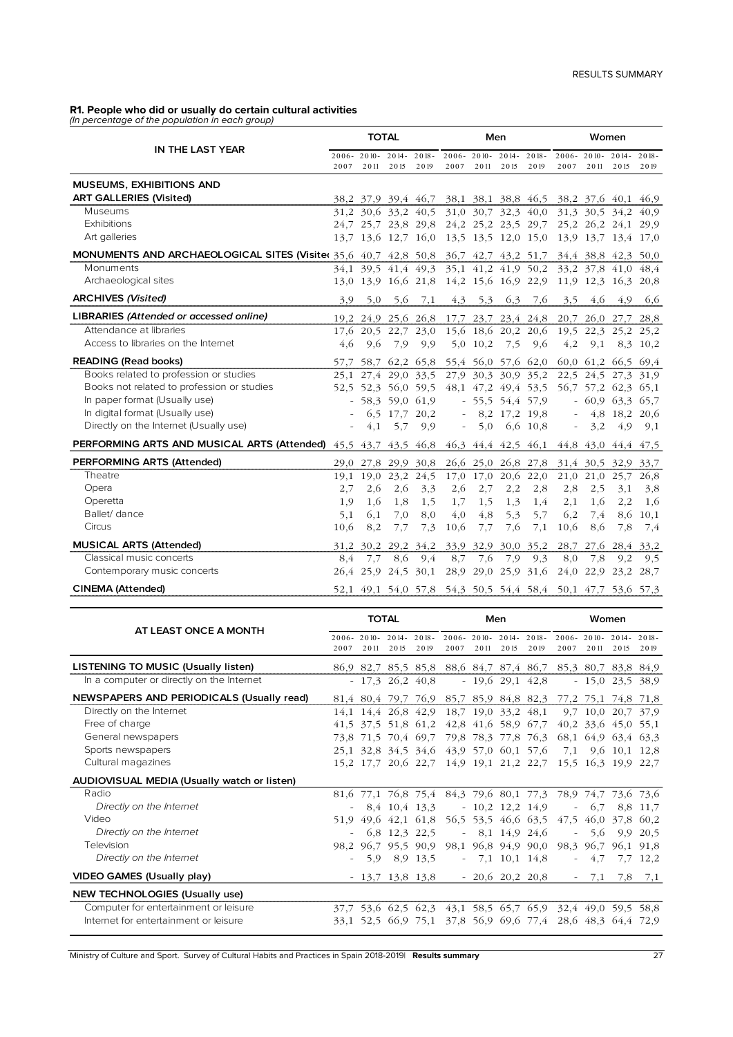**R1. People who did or usually do certain cultural activities**
*(In percentage of the population in each group)*

| IN THE LAST YEAR | TOTAL | | | | Men | | | | Women | | | |
|---|---|---|---|---|---|---|---|---|---|---|---|---|
| | 2006-2007 | 2010-2011 | 2014-2015 | 2018-2019 | 2006-2007 | 2010-2011 | 2014-2015 | 2018-2019 | 2006-2007 | 2010-2011 | 2014-2015 | 2018-2019 |
| **MUSEUMS, EXHIBITIONS AND ART GALLERIES (Visited)** | 38,2 | 37,9 | 39,4 | 46,7 | 38,1 | 38,1 | 38,8 | 46,5 | 38,2 | 37,6 | 40,1 | 46,9 |
| Museums | 31,2 | 30,6 | 33,2 | 40,5 | 31,0 | 30,7 | 32,3 | 40,0 | 31,3 | 30,5 | 34,2 | 40,9 |
| Exhibitions | 24,7 | 25,7 | 23,8 | 29,8 | 24,2 | 25,2 | 23,5 | 29,7 | 25,2 | 26,2 | 24,1 | 29,9 |
| Art galleries | 13,7 | 13,6 | 12,7 | 16,0 | 13,5 | 13,5 | 12,0 | 15,0 | 13,9 | 13,7 | 13,4 | 17,0 |
| **MONUMENTS AND ARCHAEOLOGICAL SITES (Visited)** | 35,6 | 40,7 | 42,8 | 50,8 | 36,7 | 42,7 | 43,2 | 51,7 | 34,4 | 38,8 | 42,3 | 50,0 |
| Monuments | 34,1 | 39,5 | 41,4 | 49,3 | 35,1 | 41,2 | 41,9 | 50,2 | 33,2 | 37,8 | 41,0 | 48,4 |
| Archaeological sites | 13,0 | 13,9 | 16,6 | 21,8 | 14,2 | 15,6 | 16,9 | 22,9 | 11,9 | 12,3 | 16,3 | 20,8 |
| **ARCHIVES *(Visited)*** | 3,9 | 5,0 | 5,6 | 7,1 | 4,3 | 5,3 | 6,3 | 7,6 | 3,5 | 4,6 | 4,9 | 6,6 |
| **LIBRARIES *(Attended or accessed online)*** | 19,2 | 24,9 | 25,6 | 26,8 | 17,7 | 23,7 | 23,4 | 24,8 | 20,7 | 26,0 | 27,7 | 28,8 |
| Attendance at libraries | 17,6 | 20,5 | 22,7 | 23,0 | 15,6 | 18,6 | 20,2 | 20,6 | 19,5 | 22,3 | 25,2 | 25,2 |
| Access to libraries on the Internet | 4,6 | 9,6 | 7,9 | 9,9 | 5,0 | 10,2 | 7,5 | 9,6 | 4,2 | 9,1 | 8,3 | 10,2 |
| **READING (Read books)** | 57,7 | 58,7 | 62,2 | 65,8 | 55,4 | 56,0 | 57,6 | 62,0 | 60,0 | 61,2 | 66,5 | 69,4 |
| Books related to profession or studies | 25,1 | 27,4 | 29,0 | 33,5 | 27,9 | 30,3 | 30,9 | 35,2 | 22,5 | 24,5 | 27,3 | 31,9 |
| Books not related to profession or studies | 52,5 | 52,3 | 56,0 | 59,5 | 48,1 | 47,2 | 49,4 | 53,5 | 56,7 | 57,2 | 62,3 | 65,1 |
| In paper format (Usually use) | - | 58,3 | 59,0 | 61,9 | - | 55,5 | 54,4 | 57,9 | - | 60,9 | 63,3 | 65,7 |
| In digital format (Usually use) | - | 6,5 | 17,7 | 20,2 | - | 8,2 | 17,2 | 19,8 | - | 4,8 | 18,2 | 20,6 |
| Directly on the Internet (Usually use) | - | 4,1 | 5,7 | 9,9 | - | 5,0 | 6,6 | 10,8 | - | 3,2 | 4,9 | 9,1 |
| **PERFORMING ARTS AND MUSICAL ARTS (Attended)** | 45,5 | 43,7 | 43,5 | 46,8 | 46,3 | 44,4 | 42,5 | 46,1 | 44,8 | 43,0 | 44,4 | 47,5 |
| **PERFORMING ARTS (Attended)** | 29,0 | 27,8 | 29,9 | 30,8 | 26,6 | 25,0 | 26,8 | 27,8 | 31,4 | 30,5 | 32,9 | 33,7 |
| Theatre | 19,1 | 19,0 | 23,2 | 24,5 | 17,0 | 17,0 | 20,6 | 22,0 | 21,0 | 21,0 | 25,7 | 26,8 |
| Opera | 2,7 | 2,6 | 2,6 | 3,3 | 2,6 | 2,7 | 2,2 | 2,8 | 2,8 | 2,5 | 3,1 | 3,8 |
| Operetta | 1,9 | 1,6 | 1,8 | 1,5 | 1,7 | 1,5 | 1,3 | 1,4 | 2,1 | 1,6 | 2,2 | 1,6 |
| Ballet/ dance | 5,1 | 6,1 | 7,0 | 8,0 | 4,0 | 4,8 | 5,3 | 5,7 | 6,2 | 7,4 | 8,6 | 10,1 |
| Circus | 10,6 | 8,2 | 7,7 | 7,3 | 10,6 | 7,7 | 7,6 | 7,1 | 10,6 | 8,6 | 7,8 | 7,4 |
| **MUSICAL ARTS (Attended)** | 31,2 | 30,2 | 29,2 | 34,2 | 33,9 | 32,9 | 30,0 | 35,2 | 28,7 | 27,6 | 28,4 | 33,2 |
| Classical music concerts | 8,4 | 7,7 | 8,6 | 9,4 | 8,7 | 7,6 | 7,9 | 9,3 | 8,0 | 7,8 | 9,2 | 9,5 |
| Contemporary music concerts | 26,4 | 25,9 | 24,5 | 30,1 | 28,9 | 29,0 | 25,9 | 31,6 | 24,0 | 22,9 | 23,2 | 28,7 |
| **CINEMA (Attended)** | 52,1 | 49,1 | 54,0 | 57,8 | 54,3 | 50,5 | 54,4 | 58,4 | 50,1 | 47,7 | 53,6 | 57,3 |

| AT LEAST ONCE A MONTH | TOTAL | | | | Men | | | | Women | | | |
|---|---|---|---|---|---|---|---|---|---|---|---|---|
| | 2006-2007 | 2010-2011 | 2014-2015 | 2018-2019 | 2006-2007 | 2010-2011 | 2014-2015 | 2018-2019 | 2006-2007 | 2010-2011 | 2014-2015 | 2018-2019 |
| **LISTENING TO MUSIC (Usually listen)** | 86,9 | 82,7 | 85,5 | 85,8 | 88,6 | 84,7 | 87,4 | 86,7 | 85,3 | 80,7 | 83,8 | 84,9 |
| In a computer or directly on the Internet | - | 17,3 | 26,2 | 40,8 | - | 19,6 | 29,1 | 42,8 | - | 15,0 | 23,5 | 38,9 |
| **NEWSPAPERS AND PERIODICALS (Usually read)** | 81,4 | 80,4 | 79,7 | 76,9 | 85,7 | 85,9 | 84,8 | 82,3 | 77,2 | 75,1 | 74,8 | 71,8 |
| Directly on the Internet | 14,1 | 14,4 | 26,8 | 42,9 | 18,7 | 19,0 | 33,2 | 48,1 | 9,7 | 10,0 | 20,7 | 37,9 |
| Free of charge | 41,5 | 37,5 | 51,8 | 61,2 | 42,8 | 41,6 | 58,9 | 67,7 | 40,2 | 33,6 | 45,0 | 55,1 |
| General newspapers | 73,8 | 71,5 | 70,4 | 69,7 | 79,8 | 78,3 | 77,8 | 76,3 | 68,1 | 64,9 | 63,4 | 63,3 |
| Sports newspapers | 25,1 | 32,8 | 34,5 | 34,6 | 43,9 | 57,0 | 60,1 | 57,6 | 7,1 | 9,6 | 10,1 | 12,8 |
| Cultural magazines | 15,2 | 17,7 | 20,6 | 22,7 | 14,9 | 19,1 | 21,2 | 22,7 | 15,5 | 16,3 | 19,9 | 22,7 |
| **AUDIOVISUAL MEDIA (Usually watch or listen)** | | | | | | | | | | | | |
| Radio | 81,6 | 77,1 | 76,8 | 75,4 | 84,3 | 79,6 | 80,1 | 77,3 | 78,9 | 74,7 | 73,6 | 73,6 |
| *Directly on the Internet* | - | 8,4 | 10,4 | 13,3 | - | 10,2 | 12,2 | 14,9 | - | 6,7 | 8,8 | 11,7 |
| Video | 51,9 | 49,6 | 42,1 | 61,8 | 56,5 | 53,5 | 46,6 | 63,5 | 47,5 | 46,0 | 37,8 | 60,2 |
| *Directly on the Internet* | - | 6,8 | 12,3 | 22,5 | - | 8,1 | 14,9 | 24,6 | - | 5,6 | 9,9 | 20,5 |
| Television | 98,2 | 96,7 | 95,5 | 90,9 | 98,1 | 96,8 | 94,9 | 90,0 | 98,3 | 96,7 | 96,1 | 91,8 |
| *Directly on the Internet* | - | 5,9 | 8,9 | 13,5 | - | 7,1 | 10,1 | 14,8 | - | 4,7 | 7,7 | 12,2 |
| **VIDEO GAMES (Usually play)** | - | 13,7 | 13,8 | 13,8 | - | 20,6 | 20,2 | 20,8 | - | 7,1 | 7,8 | 7,1 |
| **NEW TECHNOLOGIES (Usually use)** | | | | | | | | | | | | |
| Computer for entertainment or leisure | 37,7 | 53,6 | 62,5 | 62,3 | 43,1 | 58,5 | 65,7 | 65,9 | 32,4 | 49,0 | 59,5 | 58,8 |
| Internet for entertainment or leisure | 33,1 | 52,5 | 66,9 | 75,1 | 37,8 | 56,9 | 69,6 | 77,4 | 28,6 | 48,3 | 64,4 | 72,9 |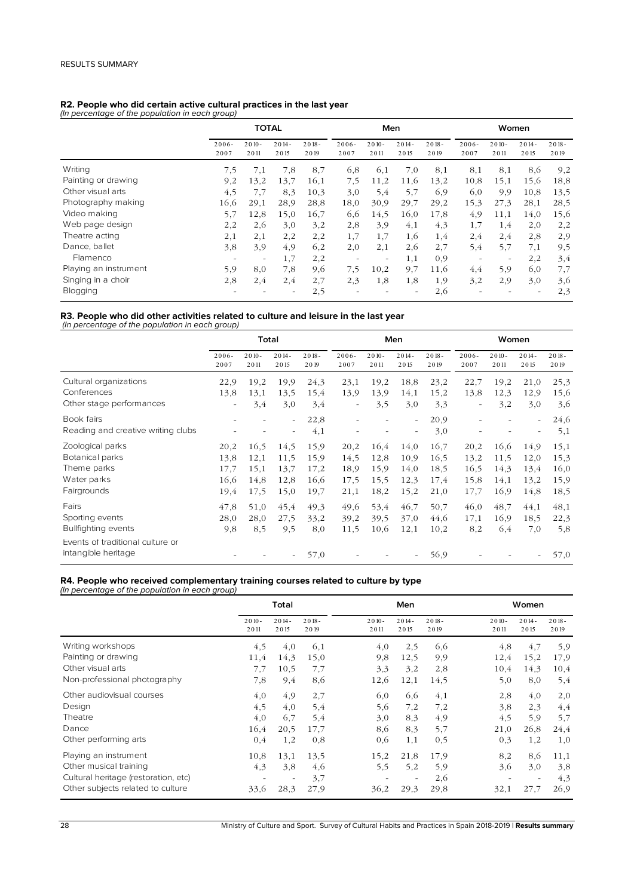RESULTS SUMMARY

**R2. People who did certain active cultural practices in the last year**
*(In percentage of the population in each group)*

| | TOTAL | | | | Men | | | | Women | | | |
|---|---|---|---|---|---|---|---|---|---|---|---|---|
| | 2006-2007 | 2010-2011 | 2014-2015 | 2018-2019 | 2006-2007 | 2010-2011 | 2014-2015 | 2018-2019 | 2006-2007 | 2010-2011 | 2014-2015 | 2018-2019 |
| Writing | 7,5 | 7,1 | 7,8 | 8,7 | 6,8 | 6,1 | 7,0 | 8,1 | 8,1 | 8,1 | 8,6 | 9,2 |
| Painting or drawing | 9,2 | 13,2 | 13,7 | 16,1 | 7,5 | 11,2 | 11,6 | 13,2 | 10,8 | 15,1 | 15,6 | 18,8 |
| Other visual arts | 4,5 | 7,7 | 8,3 | 10,3 | 3,0 | 5,4 | 5,7 | 6,9 | 6,0 | 9,9 | 10,8 | 13,5 |
| Photography making | 16,6 | 29,1 | 28,9 | 28,8 | 18,0 | 30,9 | 29,7 | 29,2 | 15,3 | 27,3 | 28,1 | 28,5 |
| Video making | 5,7 | 12,8 | 15,0 | 16,7 | 6,6 | 14,5 | 16,0 | 17,8 | 4,9 | 11,1 | 14,0 | 15,6 |
| Web page design | 2,2 | 2,6 | 3,0 | 3,2 | 2,8 | 3,9 | 4,1 | 4,3 | 1,7 | 1,4 | 2,0 | 2,2 |
| Theatre acting | 2,1 | 2,1 | 2,2 | 2,2 | 1,7 | 1,7 | 1,6 | 1,4 | 2,4 | 2,4 | 2,8 | 2,9 |
| Dance, ballet | 3,8 | 3,9 | 4,9 | 6,2 | 2,0 | 2,1 | 2,6 | 2,7 | 5,4 | 5,7 | 7,1 | 9,5 |
| Flamenco | - | - | 1,7 | 2,2 | - | - | 1,1 | 0,9 | - | - | 2,2 | 3,4 |
| Playing an instrument | 5,9 | 8,0 | 7,8 | 9,6 | 7,5 | 10,2 | 9,7 | 11,6 | 4,4 | 5,9 | 6,0 | 7,7 |
| Singing in a choir | 2,8 | 2,4 | 2,4 | 2,7 | 2,3 | 1,8 | 1,8 | 1,9 | 3,2 | 2,9 | 3,0 | 3,6 |
| Blogging | - | - | - | 2,5 | - | - | - | 2,6 | - | - | - | 2,3 |

**R3. People who did other activities related to culture and leisure in the last year**
*(In percentage of the population in each group)*

| | Total | | | | Men | | | | Women | | | |
|---|---|---|---|---|---|---|---|---|---|---|---|---|
| | 2006-2007 | 2010-2011 | 2014-2015 | 2018-2019 | 2006-2007 | 2010-2011 | 2014-2015 | 2018-2019 | 2006-2007 | 2010-2011 | 2014-2015 | 2018-2019 |
| Cultural organizations | 22,9 | 19,2 | 19,9 | 24,3 | 23,1 | 19,2 | 18,8 | 23,2 | 22,7 | 19,2 | 21,0 | 25,3 |
| Conferences | 13,8 | 13,1 | 13,5 | 15,4 | 13,9 | 13,9 | 14,1 | 15,2 | 13,8 | 12,3 | 12,9 | 15,6 |
| Other stage performances | - | 3,4 | 3,0 | 3,4 | - | 3,5 | 3,0 | 3,3 | - | 3,2 | 3,0 | 3,6 |
| Book fairs | - | - | - | 22,8 | - | - | - | 20,9 | - | - | - | 24,6 |
| Reading and creative writing clubs | - | - | - | 4,1 | - | - | - | 3,0 | - | - | - | 5,1 |
| Zoological parks | 20,2 | 16,5 | 14,5 | 15,9 | 20,2 | 16,4 | 14,0 | 16,7 | 20,2 | 16,6 | 14,9 | 15,1 |
| Botanical parks | 13,8 | 12,1 | 11,5 | 15,9 | 14,5 | 12,8 | 10,9 | 16,5 | 13,2 | 11,5 | 12,0 | 15,3 |
| Theme parks | 17,7 | 15,1 | 13,7 | 17,2 | 18,9 | 15,9 | 14,0 | 18,5 | 16,5 | 14,3 | 13,4 | 16,0 |
| Water parks | 16,6 | 14,8 | 12,8 | 16,6 | 17,5 | 15,5 | 12,3 | 17,4 | 15,8 | 14,1 | 13,2 | 15,9 |
| Fairgrounds | 19,4 | 17,5 | 15,0 | 19,7 | 21,1 | 18,2 | 15,2 | 21,0 | 17,7 | 16,9 | 14,8 | 18,5 |
| Fairs | 47,8 | 51,0 | 45,4 | 49,3 | 49,6 | 53,4 | 46,7 | 50,7 | 46,0 | 48,7 | 44,1 | 48,1 |
| Sporting events | 28,0 | 28,0 | 27,5 | 33,2 | 39,2 | 39,5 | 37,0 | 44,6 | 17,1 | 16,9 | 18,5 | 22,3 |
| Bullfighting events | 9,8 | 8,5 | 9,5 | 8,0 | 11,5 | 10,6 | 12,1 | 10,2 | 8,2 | 6,4 | 7,0 | 5,8 |
| Events of traditional culture or intangible heritage | - | - | - | 57,0 | - | - | - | 56,9 | - | - | - | 57,0 |

**R4. People who received complementary training courses related to culture by type**
*(In percentage of the population in each group)*

| | Total | | | Men | | | Women | | |
|---|---|---|---|---|---|---|---|---|---|
| | 2010-2011 | 2014-2015 | 2018-2019 | 2010-2011 | 2014-2015 | 2018-2019 | 2010-2011 | 2014-2015 | 2018-2019 |
| Writing workshops | 4,5 | 4,0 | 6,1 | 4,0 | 2,5 | 6,6 | 4,8 | 4,7 | 5,9 |
| Painting or drawing | 11,4 | 14,3 | 15,0 | 9,8 | 12,5 | 9,9 | 12,4 | 15,2 | 17,9 |
| Other visual arts | 7,7 | 10,5 | 7,7 | 3,3 | 3,2 | 2,8 | 10,4 | 14,3 | 10,4 |
| Non-professional photography | 7,8 | 9,4 | 8,6 | 12,6 | 12,1 | 14,5 | 5,0 | 8,0 | 5,4 |
| Other audiovisual courses | 4,0 | 4,9 | 2,7 | 6,0 | 6,6 | 4,1 | 2,8 | 4,0 | 2,0 |
| Design | 4,5 | 4,0 | 5,4 | 5,6 | 7,2 | 7,2 | 3,8 | 2,3 | 4,4 |
| Theatre | 4,0 | 6,7 | 5,4 | 3,0 | 8,3 | 4,9 | 4,5 | 5,9 | 5,7 |
| Dance | 16,4 | 20,5 | 17,7 | 8,6 | 8,3 | 5,7 | 21,0 | 26,8 | 24,4 |
| Other performing arts | 0,4 | 1,2 | 0,8 | 0,6 | 1,1 | 0,5 | 0,3 | 1,2 | 1,0 |
| Playing an instrument | 10,8 | 13,1 | 13,5 | 15,2 | 21,8 | 17,9 | 8,2 | 8,6 | 11,1 |
| Other musical training | 4,3 | 3,8 | 4,6 | 5,5 | 5,2 | 5,9 | 3,6 | 3,0 | 3,8 |
| Cultural heritage (restoration, etc) | - | - | 3,7 | - | - | 2,6 | - | - | 4,3 |
| Other subjects related to culture | 33,6 | 28,3 | 27,9 | 36,2 | 29,3 | 29,8 | 32,1 | 27,7 | 26,9 |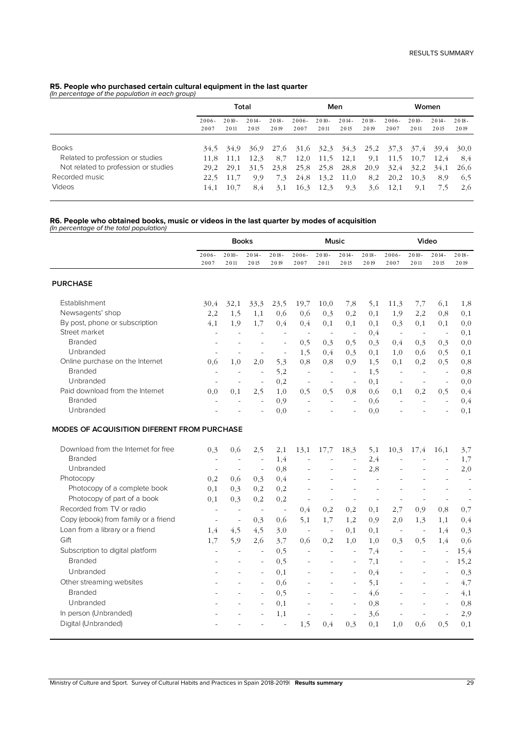**R5. People who purchased certain cultural equipment in the last quarter**
*(In percentage of the population in each group)*

| | Total | | | | Men | | | | Women | | | |
|---|---|---|---|---|---|---|---|---|---|---|---|---|
| | 2006-2007 | 2010-2011 | 2014-2015 | 2018-2019 | 2006-2007 | 2010-2011 | 2014-2015 | 2018-2019 | 2006-2007 | 2010-2011 | 2014-2015 | 2018-2019 |
| Books | 34,5 | 34,9 | 36,9 | 27,6 | 31,6 | 32,3 | 34,3 | 25,2 | 37,3 | 37,4 | 39,4 | 30,0 |
| Related to profession or studies | 11,8 | 11,1 | 12,3 | 8,7 | 12,0 | 11,5 | 12,1 | 9,1 | 11,5 | 10,7 | 12,4 | 8,4 |
| Not related to profession or studies | 29,2 | 29,1 | 31,5 | 23,8 | 25,8 | 25,8 | 28,8 | 20,9 | 32,4 | 32,2 | 34,1 | 26,6 |
| Recorded music | 22,5 | 11,7 | 9,9 | 7,3 | 24,8 | 13,2 | 11,0 | 8,2 | 20,2 | 10,3 | 8,9 | 6,5 |
| Videos | 14,1 | 10,7 | 8,4 | 3,1 | 16,3 | 12,3 | 9,3 | 3,6 | 12,1 | 9,1 | 7,5 | 2,6 |

**R6. People who obtained books, music or videos in the last quarter by modes of acquisition**
*(In percentage of the total population)*

| | Books | | | | Music | | | | Video | | | |
|---|---|---|---|---|---|---|---|---|---|---|---|---|
| | 2006-2007 | 2010-2011 | 2014-2015 | 2018-2019 | 2006-2007 | 2010-2011 | 2014-2015 | 2018-2019 | 2006-2007 | 2010-2011 | 2014-2015 | 2018-2019 |
| **PURCHASE** | | | | | | | | | | | | |
| Establishment | 30,4 | 32,1 | 33,3 | 23,5 | 19,7 | 10,0 | 7,8 | 5,1 | 11,3 | 7,7 | 6,1 | 1,8 |
| Newsagents' shop | 2,2 | 1,5 | 1,1 | 0,6 | 0,6 | 0,3 | 0,2 | 0,1 | 1,9 | 2,2 | 0,8 | 0,1 |
| By post, phone or subscription | 4,1 | 1,9 | 1,7 | 0,4 | 0,4 | 0,1 | 0,1 | 0,1 | 0,3 | 0,1 | 0,1 | 0,0 |
| Street market | - | - | - | - | - | - | - | 0,4 | - | - | - | 0,1 |
| Branded | - | - | - | - | 0,5 | 0,3 | 0,5 | 0,3 | 0,4 | 0,3 | 0,3 | 0,0 |
| Unbranded | - | - | - | - | 1,5 | 0,4 | 0,3 | 0,1 | 1,0 | 0,6 | 0,5 | 0,1 |
| Online purchase on the Internet | 0,6 | 1,0 | 2,0 | 5,3 | 0,8 | 0,8 | 0,9 | 1,5 | 0,1 | 0,2 | 0,5 | 0,8 |
| Branded | - | - | - | 5,2 | - | - | - | 1,5 | - | - | - | 0,8 |
| Unbranded | - | - | - | 0,2 | - | - | - | 0,1 | - | - | - | 0,0 |
| Paid download from the Internet | 0,0 | 0,1 | 2,5 | 1,0 | 0,5 | 0,5 | 0,8 | 0,6 | 0,1 | 0,2 | 0,5 | 0,4 |
| Branded | - | - | - | 0,9 | - | - | - | 0,6 | - | - | - | 0,4 |
| Unbranded | - | - | - | 0,0 | - | - | - | 0,0 | - | - | - | 0,1 |
| **MODES OF ACQUISITION DIFERENT FROM PURCHASE** | | | | | | | | | | | | |
| Download from the Internet for free | 0,3 | 0,6 | 2,5 | 2,1 | 13,1 | 17,7 | 18,3 | 5,1 | 10,3 | 17,4 | 16,1 | 3,7 |
| Branded | - | - | - | 1,4 | - | - | - | 2,4 | - | - | - | 1,7 |
| Unbranded | - | - | - | 0,8 | - | - | - | 2,8 | - | - | - | 2,0 |
| Photocopy | 0,2 | 0,6 | 0,3 | 0,4 | - | - | - | - | - | - | - | - |
| Photocopy of a complete book | 0,1 | 0,3 | 0,2 | 0,2 | - | - | - | - | - | - | - | - |
| Photocopy of part of a book | 0,1 | 0,3 | 0,2 | 0,2 | - | - | - | - | - | - | - | - |
| Recorded from TV or radio | - | - | - | - | 0,4 | 0,2 | 0,2 | 0,1 | 2,7 | 0,9 | 0,8 | 0,7 |
| Copy (ebook) from family or a friend | - | - | 0,3 | 0,6 | 5,1 | 1,7 | 1,2 | 0,9 | 2,0 | 1,3 | 1,1 | 0,4 |
| Loan from a library or a friend | 1,4 | 4,5 | 4,5 | 3,0 | - | - | 0,1 | 0,1 | - | - | 1,4 | 0,3 |
| Gift | 1,7 | 5,9 | 2,6 | 3,7 | 0,6 | 0,2 | 1,0 | 1,0 | 0,3 | 0,5 | 1,4 | 0,6 |
| Subscription to digital platform | - | - | - | 0,5 | - | - | - | 7,4 | - | - | - | 15,4 |
| Branded | - | - | - | 0,5 | - | - | - | 7,1 | - | - | - | 15,2 |
| Unbranded | - | - | - | 0,1 | - | - | - | 0,4 | - | - | - | 0,3 |
| Other streaming websites | - | - | - | 0,6 | - | - | - | 5,1 | - | - | - | 4,7 |
| Branded | - | - | - | 0,5 | - | - | - | 4,6 | - | - | - | 4,1 |
| Unbranded | - | - | - | 0,1 | - | - | - | 0,8 | - | - | - | 0,8 |
| In person (Unbranded) | - | - | - | 1,1 | - | - | - | 3,6 | - | - | - | 2,9 |
| Digital (Unbranded) | - | - | - | - | 1,5 | 0,4 | 0,3 | 0,1 | 1,0 | 0,6 | 0,5 | 0,1 |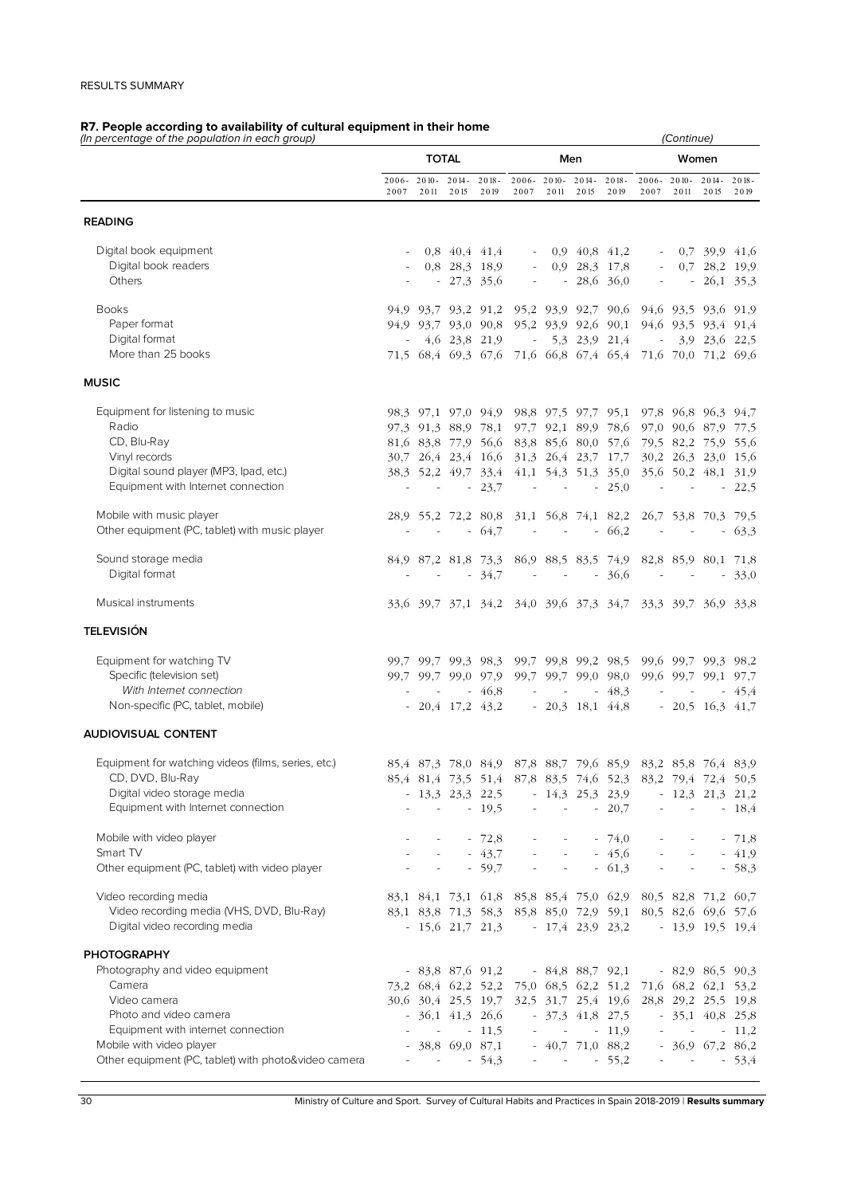RESULTS SUMMARY

**R7. People according to availability of cultural equipment in their home**
*(In percentage of the population in each group)*

*(Continue)*

| | TOTAL | | | | Men | | | | Women | | | |
|---|---|---|---|---|---|---|---|---|---|---|---|---|
| | 2006-2007 | 2010-2011 | 2014-2015 | 2018-2019 | 2006-2007 | 2010-2011 | 2014-2015 | 2018-2019 | 2006-2007 | 2010-2011 | 2014-2015 | 2018-2019 |
| **READING** | | | | | | | | | | | | |
| Digital book equipment | - | 0,8 | 40,4 | 41,4 | - | 0,9 | 40,8 | 41,2 | - | 0,7 | 39,9 | 41,6 |
| Digital book readers | - | 0,8 | 28,3 | 18,9 | - | 0,9 | 28,3 | 17,8 | - | 0,7 | 28,2 | 19,9 |
| Others | - | - | 27,3 | 35,6 | - | - | 28,6 | 36,0 | - | - | 26,1 | 35,3 |
| Books | 94,9 | 93,7 | 93,2 | 91,2 | 95,2 | 93,9 | 92,7 | 90,6 | 94,6 | 93,5 | 93,6 | 91,9 |
| Paper format | 94,9 | 93,7 | 93,0 | 90,8 | 95,2 | 93,9 | 92,6 | 90,1 | 94,6 | 93,5 | 93,4 | 91,4 |
| Digital format | - | 4,6 | 23,8 | 21,9 | - | 5,3 | 23,9 | 21,4 | - | 3,9 | 23,6 | 22,5 |
| More than 25 books | 71,5 | 68,4 | 69,3 | 67,6 | 71,6 | 66,8 | 67,4 | 65,4 | 71,6 | 70,0 | 71,2 | 69,6 |
| **MUSIC** | | | | | | | | | | | | |
| Equipment for listening to music | 98,3 | 97,1 | 97,0 | 94,9 | 98,8 | 97,5 | 97,7 | 95,1 | 97,8 | 96,8 | 96,3 | 94,7 |
| Radio | 97,3 | 91,3 | 88,9 | 78,1 | 97,7 | 92,1 | 89,9 | 78,6 | 97,0 | 90,6 | 87,9 | 77,5 |
| CD, Blu-Ray | 81,6 | 83,8 | 77,9 | 56,6 | 83,8 | 85,6 | 80,0 | 57,6 | 79,5 | 82,2 | 75,9 | 55,6 |
| Vinyl records | 30,7 | 26,4 | 23,4 | 16,6 | 31,3 | 26,4 | 23,7 | 17,7 | 30,2 | 26,3 | 23,0 | 15,6 |
| Digital sound player (MP3, Ipad, etc.) | 38,3 | 52,2 | 49,7 | 33,4 | 41,1 | 54,3 | 51,3 | 35,0 | 35,6 | 50,2 | 48,1 | 31,9 |
| Equipment with Internet connection | - | - | - | 23,7 | - | - | - | 25,0 | - | - | - | 22,5 |
| Mobile with music player | 28,9 | 55,2 | 72,2 | 80,8 | 31,1 | 56,8 | 74,1 | 82,2 | 26,7 | 53,8 | 70,3 | 79,5 |
| Other equipment (PC, tablet) with music player | - | - | - | 64,7 | - | - | - | 66,2 | - | - | - | 63,3 |
| Sound storage media | 84,9 | 87,2 | 81,8 | 73,3 | 86,9 | 88,5 | 83,5 | 74,9 | 82,8 | 85,9 | 80,1 | 71,8 |
| Digital format | - | - | - | 34,7 | - | - | - | 36,6 | - | - | - | 33,0 |
| Musical instruments | 33,6 | 39,7 | 37,1 | 34,2 | 34,0 | 39,6 | 37,3 | 34,7 | 33,3 | 39,7 | 36,9 | 33,8 |
| **TELEVISIÓN** | | | | | | | | | | | | |
| Equipment for watching TV | 99,7 | 99,7 | 99,3 | 98,3 | 99,7 | 99,8 | 99,2 | 98,5 | 99,6 | 99,7 | 99,3 | 98,2 |
| Specific (television set) | 99,7 | 99,7 | 99,0 | 97,9 | 99,7 | 99,7 | 99,0 | 98,0 | 99,6 | 99,7 | 99,1 | 97,7 |
| *With Internet connection* | - | - | - | 46,8 | - | - | - | 48,3 | - | - | - | 45,4 |
| Non-specific (PC, tablet, mobile) | - | 20,4 | 17,2 | 43,2 | - | 20,3 | 18,1 | 44,8 | - | 20,5 | 16,3 | 41,7 |
| **AUDIOVISUAL CONTENT** | | | | | | | | | | | | |
| Equipment for watching videos (films, series, etc.) | 85,4 | 87,3 | 78,0 | 84,9 | 87,8 | 88,7 | 79,6 | 85,9 | 83,2 | 85,8 | 76,4 | 83,9 |
| CD, DVD, Blu-Ray | 85,4 | 81,4 | 73,5 | 51,4 | 87,8 | 83,5 | 74,6 | 52,3 | 83,2 | 79,4 | 72,4 | 50,5 |
| Digital video storage media | - | 13,3 | 23,3 | 22,5 | - | 14,3 | 25,3 | 23,9 | - | 12,3 | 21,3 | 21,2 |
| Equipment with Internet connection | - | - | - | 19,5 | - | - | - | 20,7 | - | - | - | 18,4 |
| Mobile with video player | - | - | - | 72,8 | - | - | - | 74,0 | - | - | - | 71,8 |
| Smart TV | - | - | - | 43,7 | - | - | - | 45,6 | - | - | - | 41,9 |
| Other equipment (PC, tablet) with video player | - | - | - | 59,7 | - | - | - | 61,3 | - | - | - | 58,3 |
| Video recording media | 83,1 | 84,1 | 73,1 | 61,8 | 85,8 | 85,4 | 75,0 | 62,9 | 80,5 | 82,8 | 71,2 | 60,7 |
| Video recording media (VHS, DVD, Blu-Ray) | 83,1 | 83,8 | 71,3 | 58,3 | 85,8 | 85,0 | 72,9 | 59,1 | 80,5 | 82,6 | 69,6 | 57,6 |
| Digital video recording media | - | 15,6 | 21,7 | 21,3 | - | 17,4 | 23,9 | 23,2 | - | 13,9 | 19,5 | 19,4 |
| **PHOTOGRAPHY** | | | | | | | | | | | | |
| Photography and video equipment | - | 83,8 | 87,6 | 91,2 | - | 84,8 | 88,7 | 92,1 | - | 82,9 | 86,5 | 90,3 |
| Camera | 73,2 | 68,4 | 62,2 | 52,2 | 75,0 | 68,5 | 62,2 | 51,2 | 71,6 | 68,2 | 62,1 | 53,2 |
| Video camera | 30,6 | 30,4 | 25,5 | 19,7 | 32,5 | 31,7 | 25,4 | 19,6 | 28,8 | 29,2 | 25,5 | 19,8 |
| Photo and video camera | - | 36,1 | 41,3 | 26,6 | - | 37,3 | 41,8 | 27,5 | - | 35,1 | 40,8 | 25,8 |
| Equipment with internet connection | - | - | - | 11,5 | - | - | - | 11,9 | - | - | - | 11,2 |
| Mobile with video player | - | 38,8 | 69,0 | 87,1 | - | 40,7 | 71,0 | 88,2 | - | 36,9 | 67,2 | 86,2 |
| Other equipment (PC, tablet) with photo&video camera | - | - | - | 54,3 | - | - | - | 55,2 | - | - | - | 53,4 |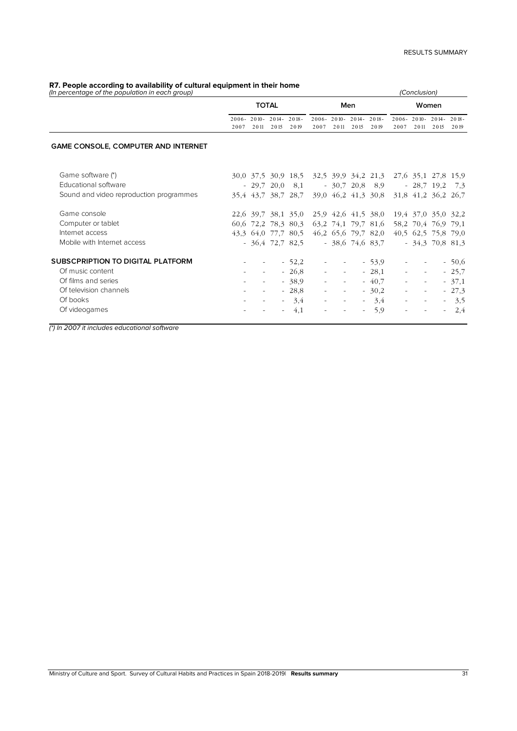**R7. People according to availability of cultural equipment in their home**

*(In percentage of the population in each group)* *(Conclusion)*

| | TOTAL | | | | Men | | | | Women | | | |
|---|---|---|---|---|---|---|---|---|---|---|---|---|
| | 2006-2007 | 2010-2011 | 2014-2015 | 2018-2019 | 2006-2007 | 2010-2011 | 2014-2015 | 2018-2019 | 2006-2007 | 2010-2011 | 2014-2015 | 2018-2019 |
| **GAME CONSOLE, COMPUTER AND INTERNET** | | | | | | | | | | | | |
| Game software (*) | 30,0 | 37,5 | 30,9 | 18,5 | 32,5 | 39,9 | 34,2 | 21,3 | 27,6 | 35,1 | 27,8 | 15,9 |
| Educational software | - | 29,7 | 20,0 | 8,1 | - | 30,7 | 20,8 | 8,9 | - | 28,7 | 19,2 | 7,3 |
| Sound and video reproduction programmes | 35,4 | 43,7 | 38,7 | 28,7 | 39,0 | 46,2 | 41,3 | 30,8 | 31,8 | 41,2 | 36,2 | 26,7 |
| Game console | 22,6 | 39,7 | 38,1 | 35,0 | 25,9 | 42,6 | 41,5 | 38,0 | 19,4 | 37,0 | 35,0 | 32,2 |
| Computer or tablet | 60,6 | 72,2 | 78,3 | 80,3 | 63,2 | 74,1 | 79,7 | 81,6 | 58,2 | 70,4 | 76,9 | 79,1 |
| Internet access | 43,3 | 64,0 | 77,7 | 80,5 | 46,2 | 65,6 | 79,7 | 82,0 | 40,5 | 62,5 | 75,8 | 79,0 |
| Mobile with Internet access | - | 36,4 | 72,7 | 82,5 | - | 38,6 | 74,6 | 83,7 | - | 34,3 | 70,8 | 81,3 |
| **SUBSCPRIPTION TO DIGITAL PLATFORM** | - | - | - | 52,2 | - | - | - | 53,9 | - | - | - | 50,6 |
| Of music content | - | - | - | 26,8 | - | - | - | 28,1 | - | - | - | 25,7 |
| Of films and series | - | - | - | 38,9 | - | - | - | 40,7 | - | - | - | 37,1 |
| Of television channels | - | - | - | 28,8 | - | - | - | 30,2 | - | - | - | 27,3 |
| Of books | - | - | - | 3,4 | - | - | - | 3,4 | - | - | - | 3,5 |
| Of videogames | - | - | - | 4,1 | - | - | - | 5,9 | - | - | - | 2,4 |

*(*) In 2007 it includes educational software*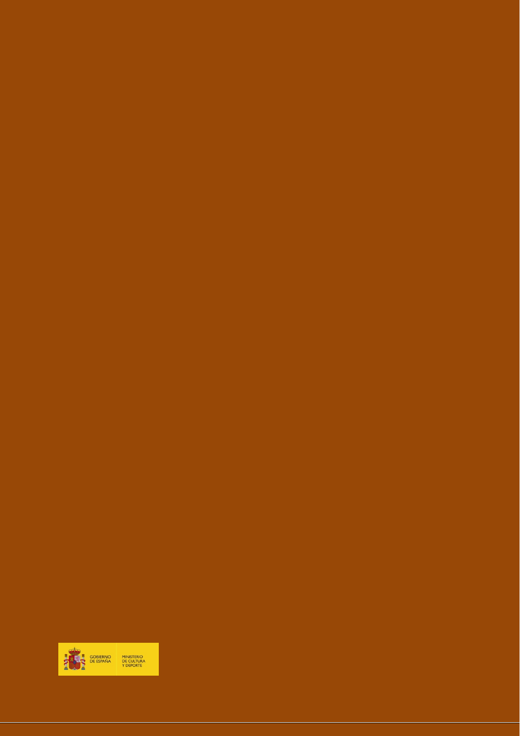GOBIERNO
DE ESPAÑA

MINISTERIO
DE CULTURA
Y DEPORTE